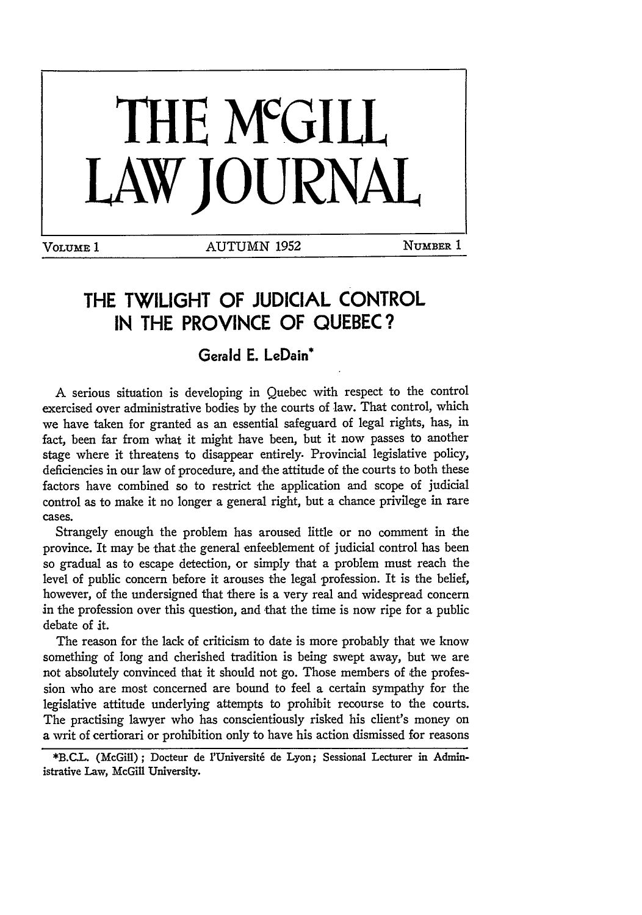# THE McGILL LAW JOURNAL

VOLUME 1 AUTUMN 1952 NUMBER 1

## THE TWILIGHT OF JUDICIAL CONTROL IN THE PROVINCE OF QUEBEC?

### Gerald E. LeDain*

A serious situation is developing in Quebec with respect to the control exercised over administrative bodies by the courts of law. That control, which we have taken for granted as an essential safeguard of legal rights, has, in fact, been far from what it might have been, but it now passes to another stage where it threatens to disappear entirely. Provincial legislative policy, deficiencies in our law of procedure, and the attitude of the courts to both these factors have combined so to restrict the application and scope of judicial control as to make it no longer a general right, but a chance privilege in rare cases.

Strangely enough the problem has aroused little or no comment in the province. It may be that the general enfeeblement of judicial control has been so gradual as to escape detection, or simply that a problem must reach the level of public concern before it arouses the legal profession. It is the belief, however, of the undersigned that there is a very real and widespread concern in the profession over this question, and that the time is now ripe for a public debate of it.

The reason for the lack of criticism to date is more probably that we know something of long and cherished tradition is being swept away, but we are not absolutely convinced that it should not go. Those members of the profession who are most concerned are bound to feel a certain sympathy for the legislative attitude underlying attempts to prohibit recourse to the courts. The practising lawyer who has conscientiously risked his client's money on a writ of certiorari or prohibition only to have his action dismissed for reasons

*B.C.L. (McGill); Docteur de l'Université de Lyon; Sessional Lecturer in Administrative Law, McGill University.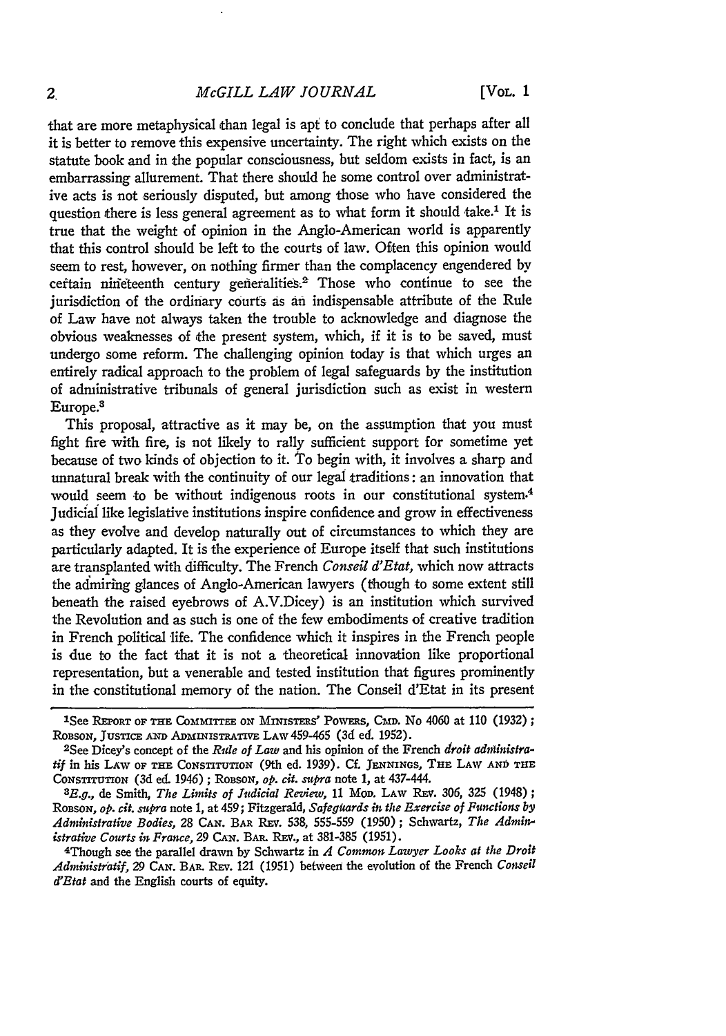that are more metaphysical than legal is apt to conclude that perhaps after all it is better to remove this expensive uncertainty. The right which exists on the statute book and in the popular consciousness, but seldom exists in fact, is an embarrassing allurement. That there should be some control over administrative acts is not seriously disputed, but among those who have considered the question there is less general agreement as to what form it should take.[1] It is true that the weight of opinion in the Anglo-American world is apparently that this control should be left to the courts of law. Often this opinion would seem to rest, however, on nothing firmer than the complacency engendered by certain nineteenth century generalities.[2] Those who continue to see the jurisdiction of the ordinary courts as an indispensable attribute of the Rule of Law have not always taken the trouble to acknowledge and diagnose the obvious weaknesses of the present system, which, if it is to be saved, must undergo some reform. The challenging opinion today is that which urges an entirely radical approach to the problem of legal safeguards by the institution of administrative tribunals of general jurisdiction such as exist in western Europe.[3]

This proposal, attractive as it may be, on the assumption that you must fight fire with fire, is not likely to rally sufficient support for sometime yet because of two kinds of objection to it. To begin with, it involves a sharp and unnatural break with the continuity of our legal traditions: an innovation that would seem to be without indigenous roots in our constitutional system.[4] Judicial like legislative institutions inspire confidence and grow in effectiveness as they evolve and develop naturally out of circumstances to which they are particularly adapted. It is the experience of Europe itself that such institutions are transplanted with difficulty. The French *Conseil d'Etat*, which now attracts the admiring glances of Anglo-American lawyers (though to some extent still beneath the raised eyebrows of A.V.Dicey) is an institution which survived the Revolution and as such is one of the few embodiments of creative tradition in French political life. The confidence which it inspires in the French people is due to the fact that it is not a theoretical innovation like proportional representation, but a venerable and tested institution that figures prominently in the constitutional memory of the nation. The Conseil d'Etat in its present

---

[1] See Report of the Committee on Ministers' Powers, Cmd. No 4060 at 110 (1932); Robson, Justice and Administrative Law 459-465 (3d ed. 1952).

[2] See Dicey's concept of the *Rule of Law* and his opinion of the French *droit administratif* in his Law of the Constitution (9th ed. 1939). Cf. Jennings, The Law and the Constitution (3d ed. 1946); Robson, *op. cit. supra* note 1, at 437-444.

[3] *E.g.*, de Smith, *The Limits of Judicial Review*, 11 Mod. Law Rev. 306, 325 (1948); Robson, *op. cit. supra* note 1, at 459; Fitzgerald, *Safeguards in the Exercise of Functions by Administrative Bodies*, 28 Can. Bar Rev. 538, 555-559 (1950); Schwartz, *The Administrative Courts in France*, 29 Can. Bar. Rev., at 381-385 (1951).

[4] Though see the parallel drawn by Schwartz in *A Common Lawyer Looks at the Droit Administratif*, 29 Can. Bar. Rev. 121 (1951) between the evolution of the French *Conseil d'Etat* and the English courts of equity.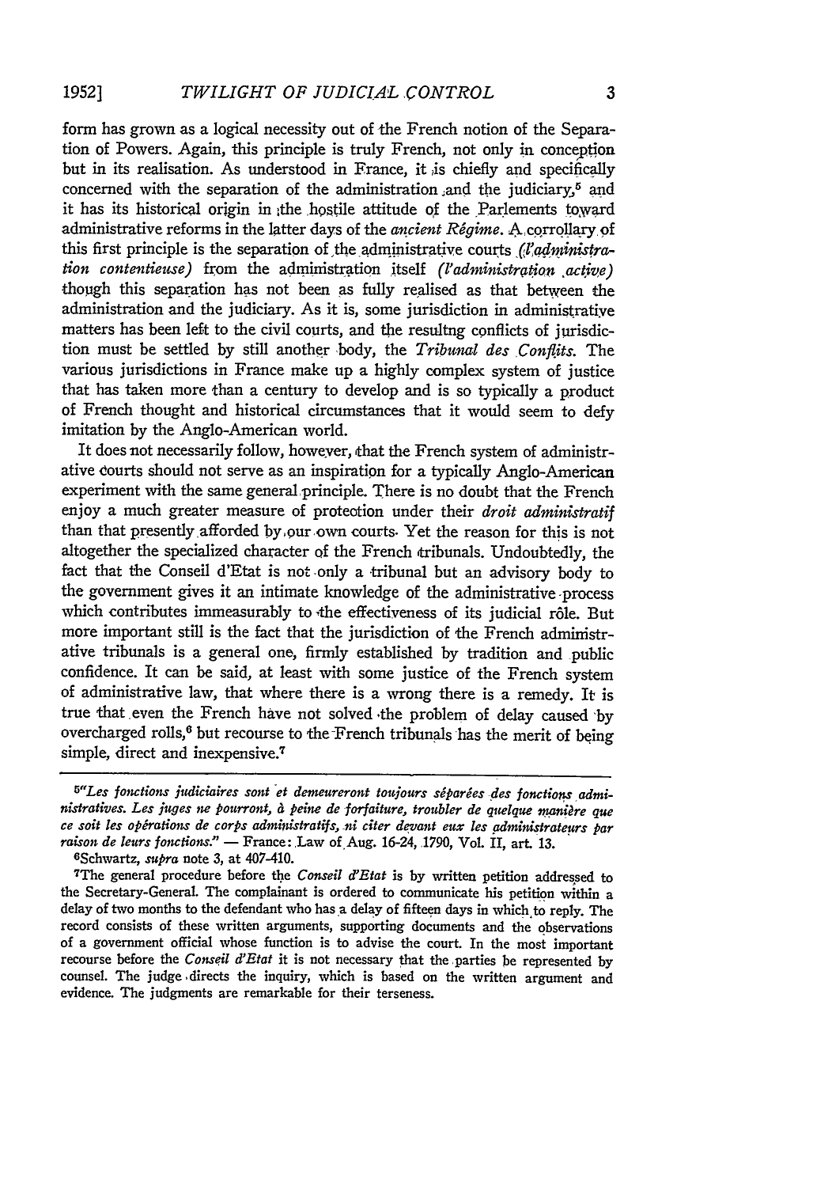form has grown as a logical necessity out of the French notion of the Separation of Powers. Again, this principle is truly French, not only in conception but in its realisation. As understood in France, it is chiefly and specifically concerned with the separation of the administration and the judiciary,[5] and it has its historical origin in the hostile attitude of the Parlements toward administrative reforms in the latter days of the *ancient Régime*. A corrollary of this first principle is the separation of the administrative courts *(l'administration contentieuse)* from the administration itself *(l'administration active)* though this separation has not been as fully realised as that between the administration and the judiciary. As it is, some jurisdiction in administrative matters has been left to the civil courts, and the resultng conflicts of jurisdiction must be settled by still another body, the *Tribunal des Conflits*. The various jurisdictions in France make up a highly complex system of justice that has taken more than a century to develop and is so typically a product of French thought and historical circumstances that it would seem to defy imitation by the Anglo-American world.

It does not necessarily follow, however, that the French system of administrative courts should not serve as an inspiration for a typically Anglo-American experiment with the same general principle. There is no doubt that the French enjoy a much greater measure of protection under their *droit administratif* than that presently afforded by our own courts. Yet the reason for this is not altogether the specialized character of the French tribunals. Undoubtedly, the fact that the Conseil d'Etat is not only a tribunal but an advisory body to the government gives it an intimate knowledge of the administrative process which contributes immeasurably to the effectiveness of its judicial rôle. But more important still is the fact that the jurisdiction of the French administrative tribunals is a general one, firmly established by tradition and public confidence. It can be said, at least with some justice of the French system of administrative law, that where there is a wrong there is a remedy. It is true that even the French have not solved the problem of delay caused by overcharged rolls,[6] but recourse to the French tribunals has the merit of being simple, direct and inexpensive.[7]

---

[5]*"Les fonctions judiciaires sont et demeureront toujours séparées des fonctions administratives. Les juges ne pourront, à peine de forfaiture, troubler de quelque manière que ce soit les opérations de corps administratifs, ni citer devant eux les administrateurs par raison de leurs fonctions."* — France: Law of Aug. 16-24, 1790, Vol. II, art. 13.

[6]Schwartz, *supra* note 3, at 407-410.

[7]The general procedure before the *Conseil d'Etat* is by written petition addressed to the Secretary-General. The complainant is ordered to communicate his petition within a delay of two months to the defendant who has a delay of fifteen days in which to reply. The record consists of these written arguments, supporting documents and the observations of a government official whose function is to advise the court. In the most important recourse before the *Conseil d'Etat* it is not necessary that the parties be represented by counsel. The judge directs the inquiry, which is based on the written argument and evidence. The judgments are remarkable for their terseness.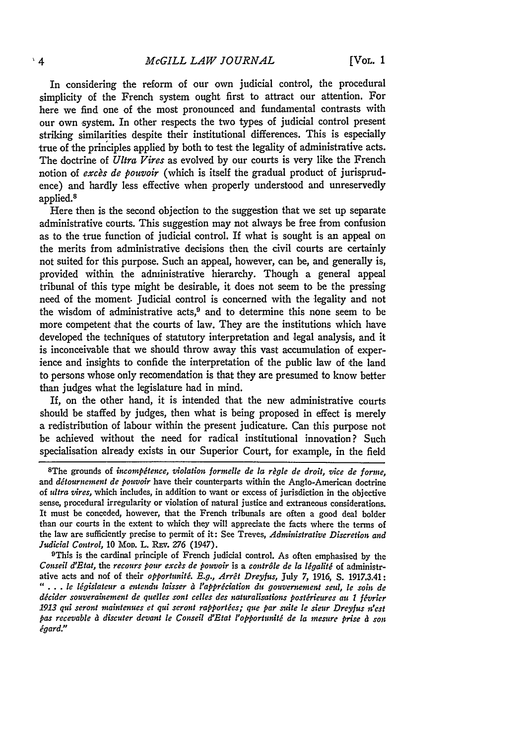In considering the reform of our own judicial control, the procedural simplicity of the French system ought first to attract our attention. For here we find one of the most pronounced and fundamental contrasts with our own system. In other respects the two types of judicial control present striking similarities despite their institutional differences. This is especially true of the principles applied by both to test the legality of administrative acts. The doctrine of *Ultra Vires* as evolved by our courts is very like the French notion of *excès de pouvoir* (which is itself the gradual product of jurisprudence) and hardly less effective when properly understood and unreservedly applied.[8]

Here then is the second objection to the suggestion that we set up separate administrative courts. This suggestion may not always be free from confusion as to the true function of judicial control. If what is sought is an appeal on the merits from administrative decisions then the civil courts are certainly not suited for this purpose. Such an appeal, however, can be, and generally is, provided within the administrative hierarchy. Though a general appeal tribunal of this type might be desirable, it does not seem to be the pressing need of the moment. Judicial control is concerned with the legality and not the wisdom of administrative acts,[9] and to determine this none seem to be more competent that the courts of law. They are the institutions which have developed the techniques of statutory interpretation and legal analysis, and it is inconceivable that we should throw away this vast accumulation of experience and insights to confide the interpretation of the public law of the land to persons whose only recomendation is that they are presumed to know better than judges what the legislature had in mind.

If, on the other hand, it is intended that the new administrative courts should be staffed by judges, then what is being proposed in effect is merely a redistribution of labour within the present judicature. Can this purpose not be achieved without the need for radical institutional innovation? Such specialisation already exists in our Superior Court, for example, in the field

---

[8]The grounds of *incompétence, violation formelle de la règle de droit, vice de forme,* and *détournement de pouvoir* have their counterparts within the Anglo-American doctrine of *ultra vires,* which includes, in addition to want or excess of jurisdiction in the objective sense, procedural irregularity or violation of natural justice and extraneous considerations. It must be conceded, however, that the French tribunals are often a good deal bolder than our courts in the extent to which they will appreciate the facts where the terms of the law are sufficiently precise to permit of it: See Treves, *Administrative Discretion and Judicial Control,* 10 Mod. L. Rev. 276 (1947).

[9]This is the cardinal principle of French judicial control. As often emphasised by the *Conseil d'Etat,* the *recours pour excès de pouvoir* is a *contrôle de la légalité* of administrative acts and nof of their *opportunité. E.g., Arrêt Dreyfus,* July 7, 1916, S. 1917.3.41: *" . . . le législateur a entendu laisser à l'appréciation du gouvernement seul, le soin de décider souverainement de quelles sont celles des naturalisations postérieures au 1 février 1913 qui seront maintenues et qui seront rapportées; que par suite le sieur Dreyfus n'est pas recevable à discuter devant le Conseil d'Etat l'opportunité de la mesure prise à son égard."*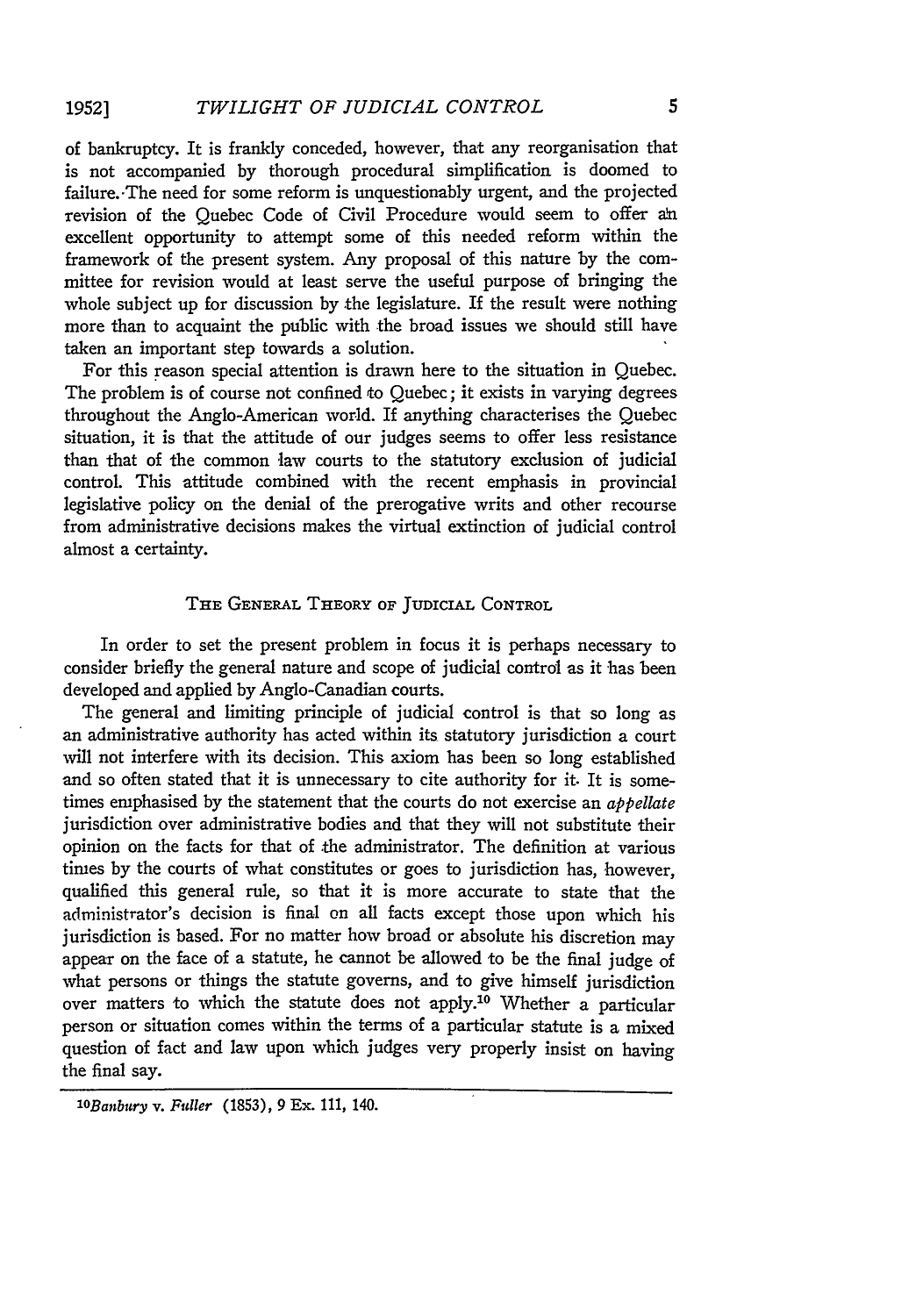of bankruptcy. It is frankly conceded, however, that any reorganisation that is not accompanied by thorough procedural simplification is doomed to failure. The need for some reform is unquestionably urgent, and the projected revision of the Quebec Code of Civil Procedure would seem to offer an excellent opportunity to attempt some of this needed reform within the framework of the present system. Any proposal of this nature by the committee for revision would at least serve the useful purpose of bringing the whole subject up for discussion by the legislature. If the result were nothing more than to acquaint the public with the broad issues we should still have taken an important step towards a solution.

For this reason special attention is drawn here to the situation in Quebec. The problem is of course not confined to Quebec; it exists in varying degrees throughout the Anglo-American world. If anything characterises the Quebec situation, it is that the attitude of our judges seems to offer less resistance than that of the common law courts to the statutory exclusion of judicial control. This attitude combined with the recent emphasis in provincial legislative policy on the denial of the prerogative writs and other recourse from administrative decisions makes the virtual extinction of judicial control almost a certainty.

## The General Theory of Judicial Control

In order to set the present problem in focus it is perhaps necessary to consider briefly the general nature and scope of judicial control as it has been developed and applied by Anglo-Canadian courts.

The general and limiting principle of judicial control is that so long as an administrative authority has acted within its statutory jurisdiction a court will not interfere with its decision. This axiom has been so long established and so often stated that it is unnecessary to cite authority for it. It is sometimes emphasised by the statement that the courts do not exercise an *appellate* jurisdiction over administrative bodies and that they will not substitute their opinion on the facts for that of the administrator. The definition at various times by the courts of what constitutes or goes to jurisdiction has, however, qualified this general rule, so that it is more accurate to state that the administrator's decision is final on all facts except those upon which his jurisdiction is based. For no matter how broad or absolute his discretion may appear on the face of a statute, he cannot be allowed to be the final judge of what persons or things the statute governs, and to give himself jurisdiction over matters to which the statute does not apply.[10] Whether a particular person or situation comes within the terms of a particular statute is a mixed question of fact and law upon which judges very properly insist on having the final say.

---

[10] *Banbury* v. *Fuller* (1853), 9 Ex. 111, 140.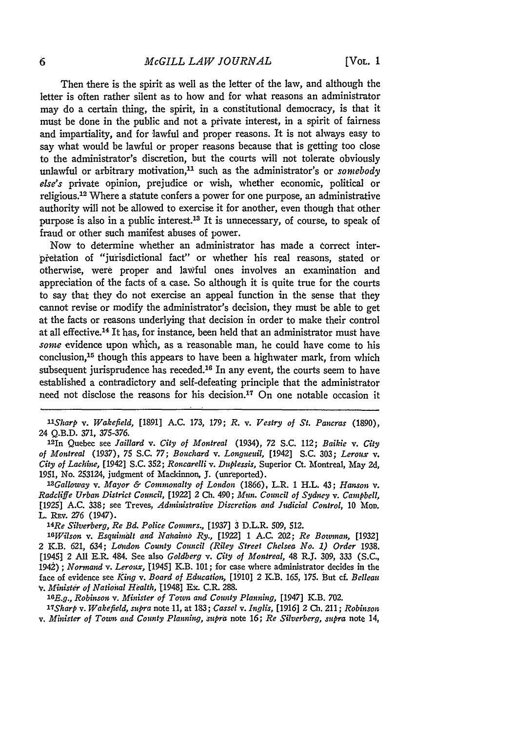Then there is the spirit as well as the letter of the law, and although the letter is often rather silent as to how and for what reasons an administrator may do a certain thing, the spirit, in a constitutional democracy, is that it must be done in the public and not a private interest, in a spirit of fairness and impartiality, and for lawful and proper reasons. It is not always easy to say what would be lawful or proper reasons because that is getting too close to the administrator's discretion, but the courts will not tolerate obviously unlawful or arbitrary motivation,[11] such as the administrator's or *somebody else's* private opinion, prejudice or wish, whether economic, political or religious.[12] Where a statute confers a power for one purpose, an administrative authority will not be allowed to exercise it for another, even though that other purpose is also in a public interest.[13] It is unnecessary, of course, to speak of fraud or other such manifest abuses of power.

Now to determine whether an administrator has made a correct interpretation of "jurisdictional fact" or whether his real reasons, stated or otherwise, were proper and lawful ones involves an examination and appreciation of the facts of a case. So although it is quite true for the courts to say that they do not exercise an appeal function in the sense that they cannot revise or modify the administrator's decision, they must be able to get at the facts or reasons underlying that decision in order to make their control at all effective.[14] It has, for instance, been held that an administrator must have *some* evidence upon which, as a reasonable man, he could have come to his conclusion,[15] though this appears to have been a highwater mark, from which subsequent jurisprudence has receded.[16] In any event, the courts seem to have established a contradictory and self-defeating principle that the administrator need not disclose the reasons for his decision.[17] On one notable occasion it

---

[11] *Sharp* v. *Wakefield*, [1891] A.C. 173, 179; *R.* v. *Vestry of St. Pancras* (1890), 24 Q.B.D. 371, 375-376.

[12] In Quebec see *Jaillard* v. *City of Montreal* (1934), 72 S.C. 112; *Baikie* v. *City of Montreal* (1937), 75 S.C. 77; *Bouchard* v. *Longueuil*, [1942] S.C. 303; *Leroux* v. *City of Lachine*, [1942] S.C. 352; *Roncarelli* v. *Duplessis*, Superior Ct. Montreal, May 2d, 1951, No. 253124, judgment of Mackinnon, J. (unreported).

[13] *Galloway* v. *Mayor & Commonalty of London* (1866), L.R. 1 H.L. 43; *Hanson* v. *Radcliffe Urban District Council*, [1922] 2 Ch. 490; *Mun. Council of Sydney* v. *Campbell*, [1925] A.C. 338; see Treves, *Administrative Discretion and Judicial Control*, 10 Mod. L. Rev. 276 (1947).

[14] *Re Silverberg, Re Bd. Police Commrs.*, [1937] 3 D.L.R. 509, 512.

[15] *Wilson* v. *Esquimalt and Nanaimo Ry.*, [1922] 1 A.C. 202; *Re Bowman*, [1932] 2 K.B. 621, 634; *London County Council (Riley Street Chelsea No. 1) Order* 1938. [1945] 2 All E.R. 484. See also *Goldberg* v. *City of Montreal*, 48 R.J. 309, 333 (S.C., 1942); *Normand* v. *Leroux*, [1945] K.B. 101; for case where administrator decides in the face of evidence see *King* v. *Board of Education*, [1910] 2 K.B. 165, 175. But cf. *Belleau* v. *Minister of National Health*, [1948] Ex. C.R. 288.

[16] *E.g.*, *Robinson* v. *Minister of Town and County Planning*, [1947] K.B. 702.

[17] *Sharp* v. *Wakefield*, *supra* note 11, at 183; *Cassel* v. *Inglis*, [1916] 2 Ch. 211; *Robinson* v. *Minister of Town and County Planning*, *supra* note 16; *Re Silverberg*, *supra* note 14,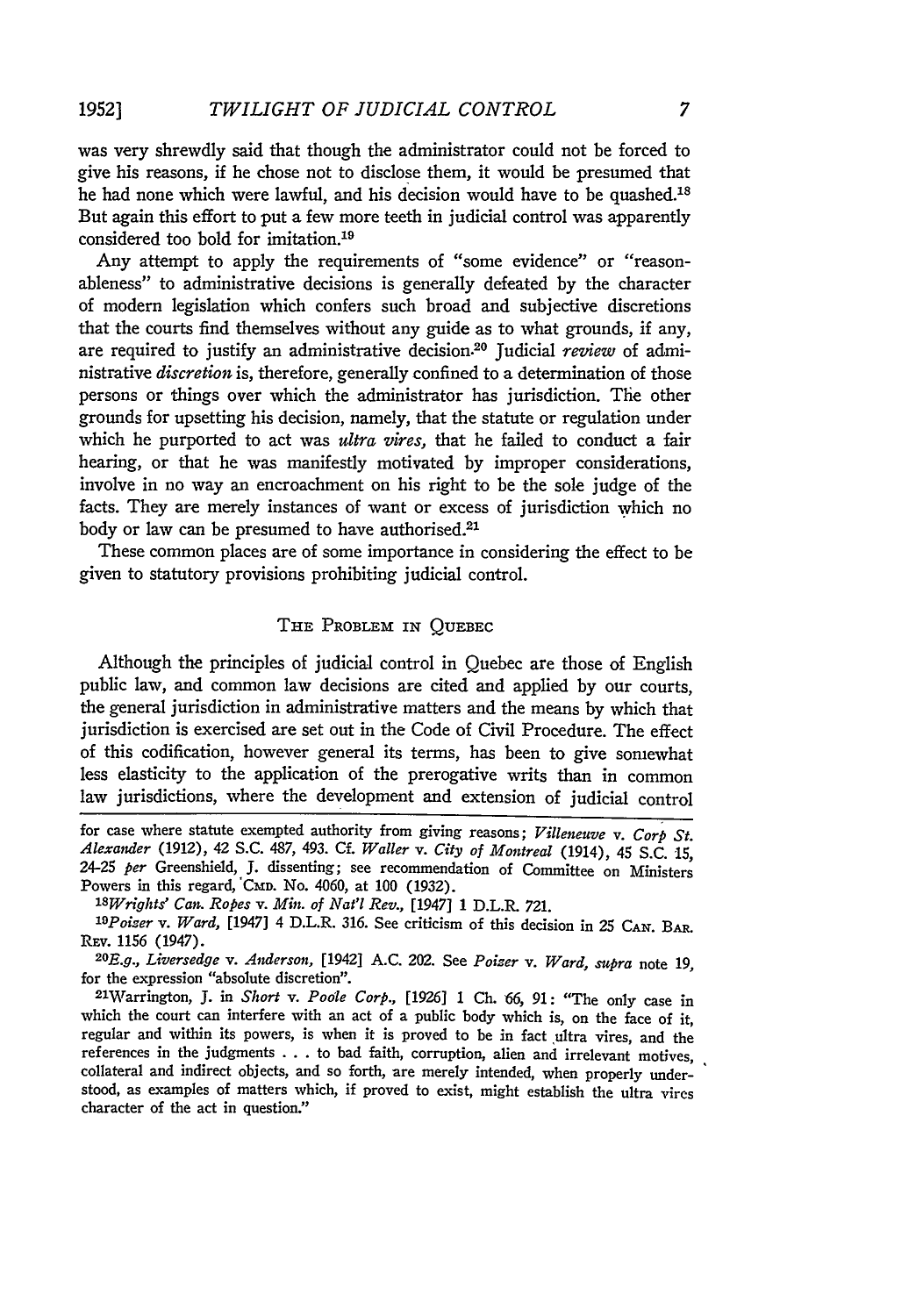was very shrewdly said that though the administrator could not be forced to give his reasons, if he chose not to disclose them, it would be presumed that he had none which were lawful, and his decision would have to be quashed.[18] But again this effort to put a few more teeth in judicial control was apparently considered too bold for imitation.[19]

Any attempt to apply the requirements of "some evidence" or "reasonableness" to administrative decisions is generally defeated by the character of modern legislation which confers such broad and subjective discretions that the courts find themselves without any guide as to what grounds, if any, are required to justify an administrative decision.[20] Judicial *review* of administrative *discretion* is, therefore, generally confined to a determination of those persons or things over which the administrator has jurisdiction. The other grounds for upsetting his decision, namely, that the statute or regulation under which he purported to act was *ultra vires*, that he failed to conduct a fair hearing, or that he was manifestly motivated by improper considerations, involve in no way an encroachment on his right to be the sole judge of the facts. They are merely instances of want or excess of jurisdiction which no body or law can be presumed to have authorised.[21]

These common places are of some importance in considering the effect to be given to statutory provisions prohibiting judicial control.

## THE PROBLEM IN QUEBEC

Although the principles of judicial control in Quebec are those of English public law, and common law decisions are cited and applied by our courts, the general jurisdiction in administrative matters and the means by which that jurisdiction is exercised are set out in the Code of Civil Procedure. The effect of this codification, however general its terms, has been to give somewhat less elasticity to the application of the prerogative writs than in common law jurisdictions, where the development and extension of judicial control

---

for case where statute exempted authority from giving reasons; *Villeneuve* v. *Corp St. Alexander* (1912), 42 S.C. 487, 493. Cf. *Waller* v. *City of Montreal* (1914), 45 S.C. 15, 24-25 *per* Greenshield, J. dissenting; see recommendation of Committee on Ministers Powers in this regard, CMD. No. 4060, at 100 (1932).

[18] *Wrights' Can. Ropes* v. *Min. of Nat'l Rev.*, [1947] 1 D.L.R. 721.

[19] *Poizer* v. *Ward*, [1947] 4 D.L.R. 316. See criticism of this decision in 25 CAN. BAR. REV. 1156 (1947).

[20] *E.g.*, *Liversedge* v. *Anderson*, [1942] A.C. 202. See *Poizer* v. *Ward*, *supra* note 19, for the expression "absolute discretion".

[21] Warrington, J. in *Short* v. *Poole Corp.*, [1926] 1 Ch. 66, 91: "The only case in which the court can interfere with an act of a public body which is, on the face of it, regular and within its powers, is when it is proved to be in fact ultra vires, and the references in the judgments . . . to bad faith, corruption, alien and irrelevant motives, collateral and indirect objects, and so forth, are merely intended, when properly understood, as examples of matters which, if proved to exist, might establish the ultra vires character of the act in question."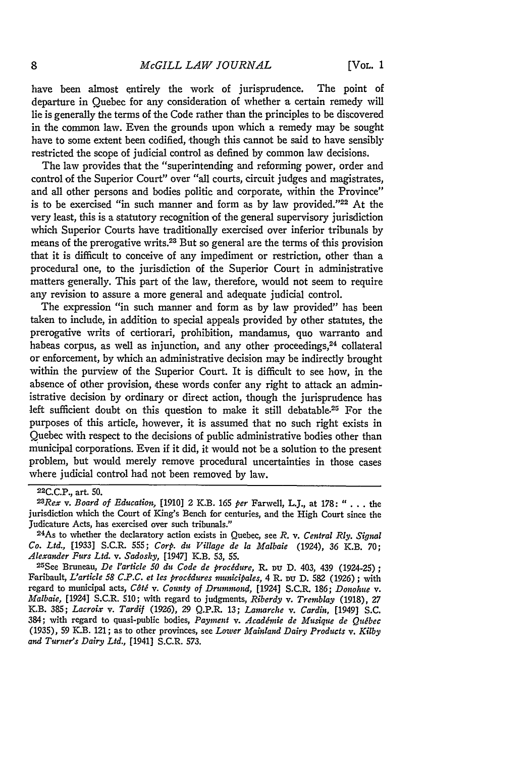have been almost entirely the work of jurisprudence. The point of departure in Quebec for any consideration of whether a certain remedy will lie is generally the terms of the Code rather than the principles to be discovered in the common law. Even the grounds upon which a remedy may be sought have to some extent been codified, though this cannot be said to have sensibly restricted the scope of judicial control as defined by common law decisions.

The law provides that the "superintending and reforming power, order and control of the Superior Court" over "all courts, circuit judges and magistrates, and all other persons and bodies politic and corporate, within the Province" is to be exercised "in such manner and form as by law provided."[22] At the very least, this is a statutory recognition of the general supervisory jurisdiction which Superior Courts have traditionally exercised over inferior tribunals by means of the prerogative writs.[23] But so general are the terms of this provision that it is difficult to conceive of any impediment or restriction, other than a procedural one, to the jurisdiction of the Superior Court in administrative matters generally. This part of the law, therefore, would not seem to require any revision to assure a more general and adequate judicial control.

The expression "in such manner and form as by law provided" has been taken to include, in addition to special appeals provided by other statutes, the prerogative writs of certiorari, prohibition, mandamus, quo warranto and habeas corpus, as well as injunction, and any other proceedings,[24] collateral or enforcement, by which an administrative decision may be indirectly brought within the purview of the Superior Court. It is difficult to see how, in the absence of other provision, these words confer any right to attack an administrative decision by ordinary or direct action, though the jurisprudence has left sufficient doubt on this question to make it still debatable.[25] For the purposes of this article, however, it is assumed that no such right exists in Quebec with respect to the decisions of public administrative bodies other than municipal corporations. Even if it did, it would not be a solution to the present problem, but would merely remove procedural uncertainties in those cases where judicial control had not been removed by law.

---

[22] C.C.P., art. 50.

[23] *Rex* v. *Board of Education,* [1910] 2 K.B. 165 *per* Farwell, L.J., at 178: " . . . the jurisdiction which the Court of King's Bench for centuries, and the High Court since the Judicature Acts, has exercised over such tribunals."

[24] As to whether the declaratory action exists in Quebec, see *R.* v. *Central Rly. Signal Co. Ltd.,* [1933] S.C.R. 555; *Corp. du Village de la Malbaie* (1924), 36 K.B. 70; *Alexander Furs Ltd.* v. *Sadosky,* [1947] K.B. 53, 55.

[25] See Bruneau, *De l'article 50 du Code de procédure,* R. DU D. 403, 439 (1924-25); Faribault, *L'article 58 C.P.C. et les procédures municipales,* 4 R. DU D. 582 (1926); with regard to municipal acts, *Côté* v. *County of Drummond,* [1924] S.C.R. 186; *Donohue* v. *Malbaie,* [1924] S.C.R. 510; with regard to judgments, *Riberdy* v. *Tremblay* (1918), 27 K.B. 385; *Lacroix* v. *Tardif* (1926), 29 Q.P.R. 13; *Lamarche* v. *Cardin,* [1949] S.C. 384; with regard to quasi-public bodies, *Payment* v. *Académie de Musique de Québec* (1935), 59 K.B. 121; as to other provinces, see *Lower Mainland Dairy Products* v. *Kilby and Turner's Dairy Ltd.,* [1941] S.C.R. 573.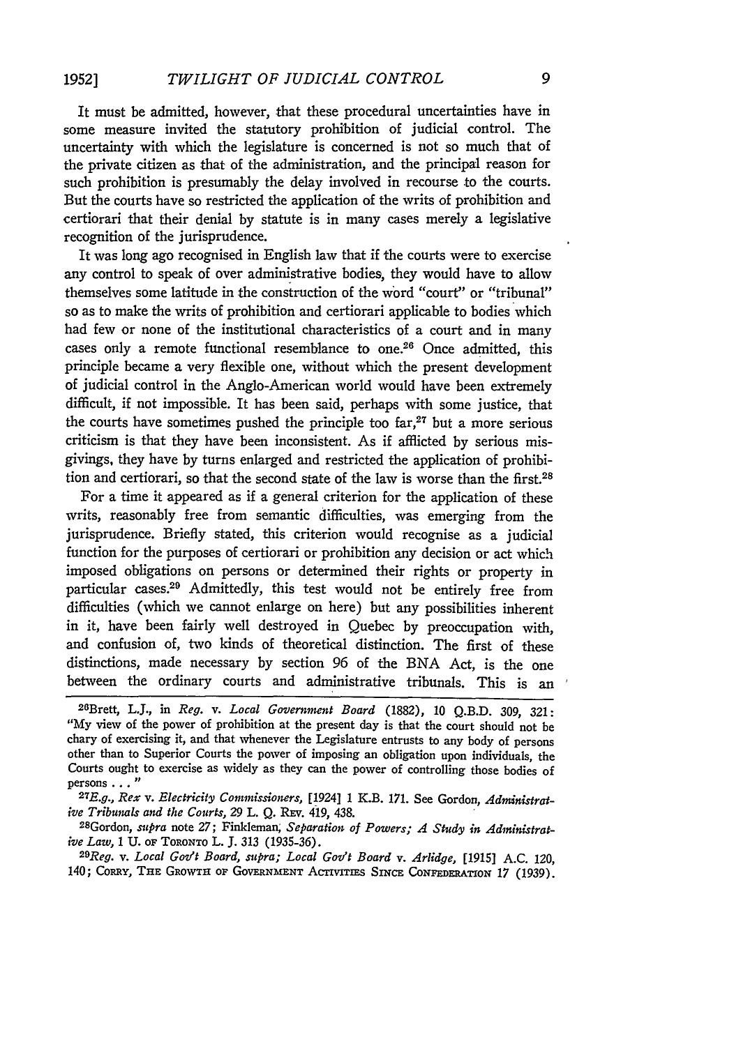It must be admitted, however, that these procedural uncertainties have in some measure invited the statutory prohibition of judicial control. The uncertainty with which the legislature is concerned is not so much that of the private citizen as that of the administration, and the principal reason for such prohibition is presumably the delay involved in recourse to the courts. But the courts have so restricted the application of the writs of prohibition and certiorari that their denial by statute is in many cases merely a legislative recognition of the jurisprudence.

It was long ago recognised in English law that if the courts were to exercise any control to speak of over administrative bodies, they would have to allow themselves some latitude in the construction of the word "court" or "tribunal" so as to make the writs of prohibition and certiorari applicable to bodies which had few or none of the institutional characteristics of a court and in many cases only a remote functional resemblance to one.[26] Once admitted, this principle became a very flexible one, without which the present development of judicial control in the Anglo-American world would have been extremely difficult, if not impossible. It has been said, perhaps with some justice, that the courts have sometimes pushed the principle too far,[27] but a more serious criticism is that they have been inconsistent. As if afflicted by serious misgivings, they have by turns enlarged and restricted the application of prohibition and certiorari, so that the second state of the law is worse than the first.[28]

For a time it appeared as if a general criterion for the application of these writs, reasonably free from semantic difficulties, was emerging from the jurisprudence. Briefly stated, this criterion would recognise as a judicial function for the purposes of certiorari or prohibition any decision or act which imposed obligations on persons or determined their rights or property in particular cases.[29] Admittedly, this test would not be entirely free from difficulties (which we cannot enlarge on here) but any possibilities inherent in it, have been fairly well destroyed in Quebec by preoccupation with, and confusion of, two kinds of theoretical distinction. The first of these distinctions, made necessary by section 96 of the BNA Act, is the one between the ordinary courts and administrative tribunals. This is an

---

[26]Brett, L.J., in *Reg.* v. *Local Government Board* (1882), 10 Q.B.D. 309, 321: "My view of the power of prohibition at the present day is that the court should not be chary of exercising it, and that whenever the Legislature entrusts to any body of persons other than to Superior Courts the power of imposing an obligation upon individuals, the Courts ought to exercise as widely as they can the power of controlling those bodies of persons . . . "

[27]*E.g.*, *Rex* v. *Electricity Commissioners*, [1924] 1 K.B. 171. See Gordon, *Administrative Tribunals and the Courts*, 29 L. Q. Rev. 419, 438.

[28]Gordon, *supra* note 27; Finkleman, *Separation of Powers; A Study in Administrative Law*, 1 U. of Toronto L. J. 313 (1935-36).

[29]*Reg.* v. *Local Gov't Board*, *supra*; *Local Gov't Board* v. *Arlidge*, [1915] A.C. 120, 140; Corry, The Growth of Government Activities Since Confederation 17 (1939).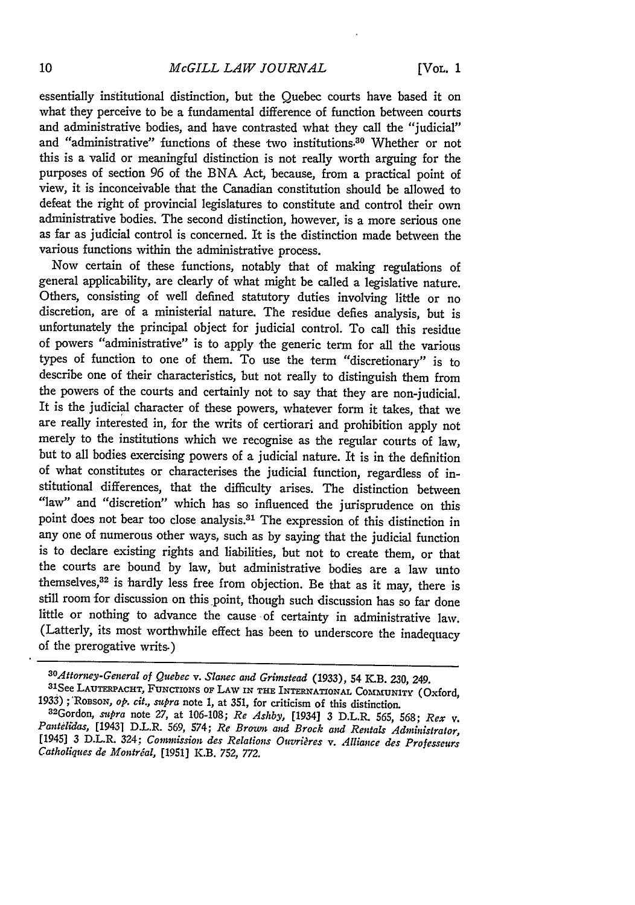essentially institutional distinction, but the Quebec courts have based it on what they perceive to be a fundamental difference of function between courts and administrative bodies, and have contrasted what they call the "judicial" and "administrative" functions of these two institutions.[30] Whether or not this is a valid or meaningful distinction is not really worth arguing for the purposes of section 96 of the BNA Act, because, from a practical point of view, it is inconceivable that the Canadian constitution should be allowed to defeat the right of provincial legislatures to constitute and control their own administrative bodies. The second distinction, however, is a more serious one as far as judicial control is concerned. It is the distinction made between the various functions within the administrative process.

Now certain of these functions, notably that of making regulations of general applicability, are clearly of what might be called a legislative nature. Others, consisting of well defined statutory duties involving little or no discretion, are of a ministerial nature. The residue defies analysis, but is unfortunately the principal object for judicial control. To call this residue of powers "administrative" is to apply the generic term for all the various types of function to one of them. To use the term "discretionary" is to describe one of their characteristics, but not really to distinguish them from the powers of the courts and certainly not to say that they are non-judicial. It is the judicial character of these powers, whatever form it takes, that we are really interested in, for the writs of certiorari and prohibition apply not merely to the institutions which we recognise as the regular courts of law, but to all bodies exercising powers of a judicial nature. It is in the definition of what constitutes or characterises the judicial function, regardless of institutional differences, that the difficulty arises. The distinction between "law" and "discretion" which has so influenced the jurisprudence on this point does not bear too close analysis.[31] The expression of this distinction in any one of numerous other ways, such as by saying that the judicial function is to declare existing rights and liabilities, but not to create them, or that the courts are bound by law, but administrative bodies are a law unto themselves,[32] is hardly less free from objection. Be that as it may, there is still room for discussion on this point, though such discussion has so far done little or nothing to advance the cause of certainty in administrative law. (Latterly, its most worthwhile effect has been to underscore the inadequacy of the prerogative writs.)

---

[30]*Attorney-General of Quebec* v. *Slanec and Grimstead* (1933), 54 K.B. 230, 249.

[31]See LAUTERPACHT, FUNCTIONS OF LAW IN THE INTERNATIONAL COMMUNITY (Oxford, 1933); ROBSON, *op. cit., supra* note 1, at 351, for criticism of this distinction.

[32]Gordon, *supra* note 27, at 106-108; *Re Ashby*, [1934] 3 D.L.R. 565, 568; *Rex* v. *Pantelidas*, [1943] D.L.R. 569, 574; *Re Brown and Brock and Rentals Administrator*, [1945] 3 D.L.R. 324; *Commission des Relations Ouvrières* v. *Alliance des Professeurs Catholiques de Montréal*, [1951] K.B. 752, 772.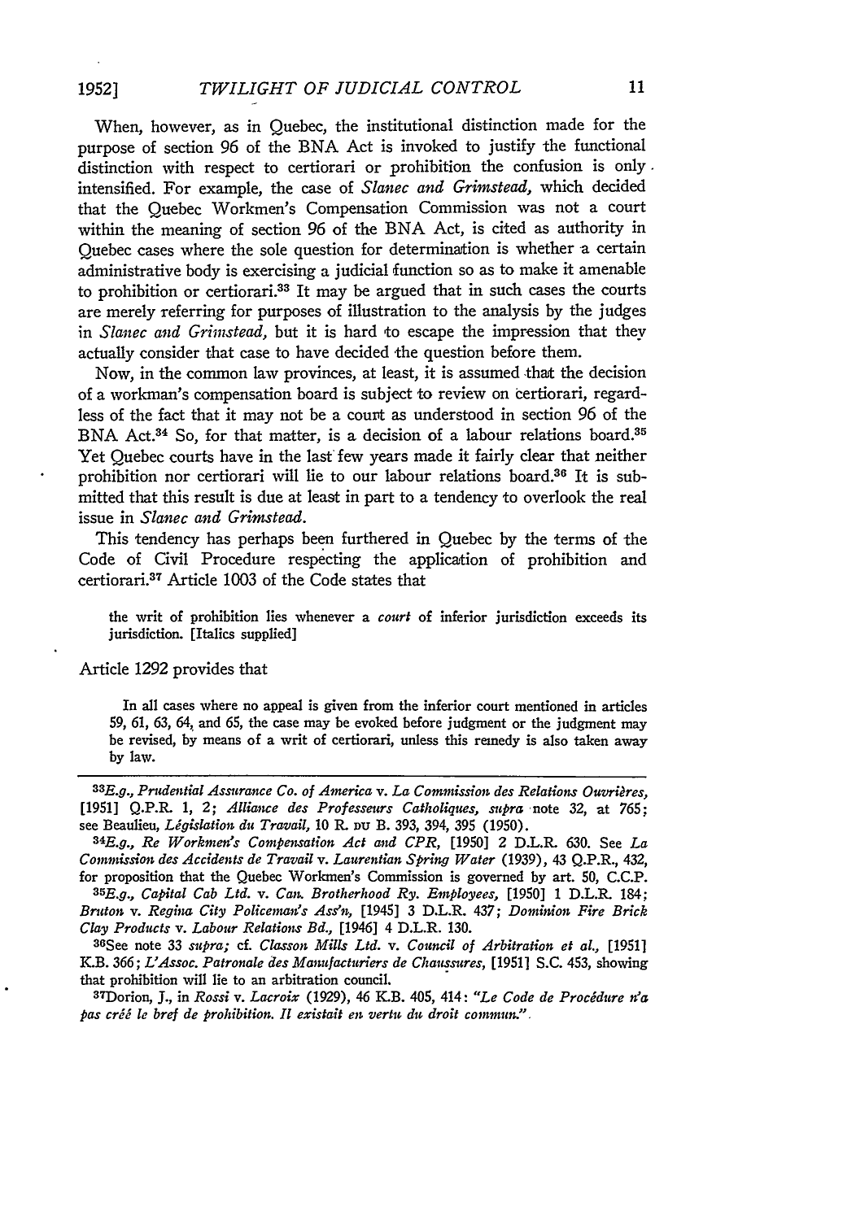When, however, as in Quebec, the institutional distinction made for the purpose of section 96 of the BNA Act is invoked to justify the functional distinction with respect to certiorari or prohibition the confusion is only intensified. For example, the case of *Slanec and Grimstead*, which decided that the Quebec Workmen's Compensation Commission was not a court within the meaning of section 96 of the BNA Act, is cited as authority in Quebec cases where the sole question for determination is whether a certain administrative body is exercising a judicial function so as to make it amenable to prohibition or certiorari.[33] It may be argued that in such cases the courts are merely referring for purposes of illustration to the analysis by the judges in *Slanec and Grimstead*, but it is hard to escape the impression that they actually consider that case to have decided the question before them.

Now, in the common law provinces, at least, it is assumed that the decision of a workman's compensation board is subject to review on certiorari, regardless of the fact that it may not be a court as understood in section 96 of the BNA Act.[34] So, for that matter, is a decision of a labour relations board.[35] Yet Quebec courts have in the last few years made it fairly clear that neither prohibition nor certiorari will lie to our labour relations board.[36] It is submitted that this result is due at least in part to a tendency to overlook the real issue in *Slanec and Grimstead*.

This tendency has perhaps been furthered in Quebec by the terms of the Code of Civil Procedure respecting the application of prohibition and certiorari.[37] Article 1003 of the Code states that

> the writ of prohibition lies whenever a *court* of inferior jurisdiction exceeds its jurisdiction. [Italics supplied]

Article 1292 provides that

> In all cases where no appeal is given from the inferior court mentioned in articles 59, 61, 63, 64, and 65, the case may be evoked before judgment or the judgment may be revised, by means of a writ of certiorari, unless this remedy is also taken away by law.

---

[33] *E.g.*, *Prudential Assurance Co. of America* v. *La Commission des Relations Ouvrières*, [1951] Q.P.R. 1, 2; *Alliance des Professeurs Catholiques*, *supra* note 32, at 765; see Beaulieu, *Législation du Travail*, 10 R. du B. 393, 394, 395 (1950).

[34] *E.g.*, *Re Workmen's Compensation Act and CPR*, [1950] 2 D.L.R. 630. See *La Commission des Accidents de Travail* v. *Laurentian Spring Water* (1939), 43 Q.P.R., 432, for proposition that the Quebec Workmen's Commission is governed by art. 50, C.C.P.

[35] *E.g.*, *Capital Cab Ltd.* v. *Can. Brotherhood Ry. Employees*, [1950] 1 D.L.R. 184; *Bruton* v. *Regina City Policeman's Ass'n*, [1945] 3 D.L.R. 437; *Dominion Fire Brick Clay Products* v. *Labour Relations Bd.*, [1946] 4 D.L.R. 130.

[36] See note 33 *supra*; cf. *Classon Mills Ltd.* v. *Council of Arbitration et al.*, [1951] K.B. 366; *L'Assoc. Patronale des Manufacturiers de Chaussures*, [1951] S.C. 453, showing that prohibition will lie to an arbitration council.

[37] Dorion, J., in *Rossi* v. *Lacroix* (1929), 46 K.B. 405, 414: *"Le Code de Procédure n'a pas créé le bref de prohibition. Il existait en vertu du droit commun."*.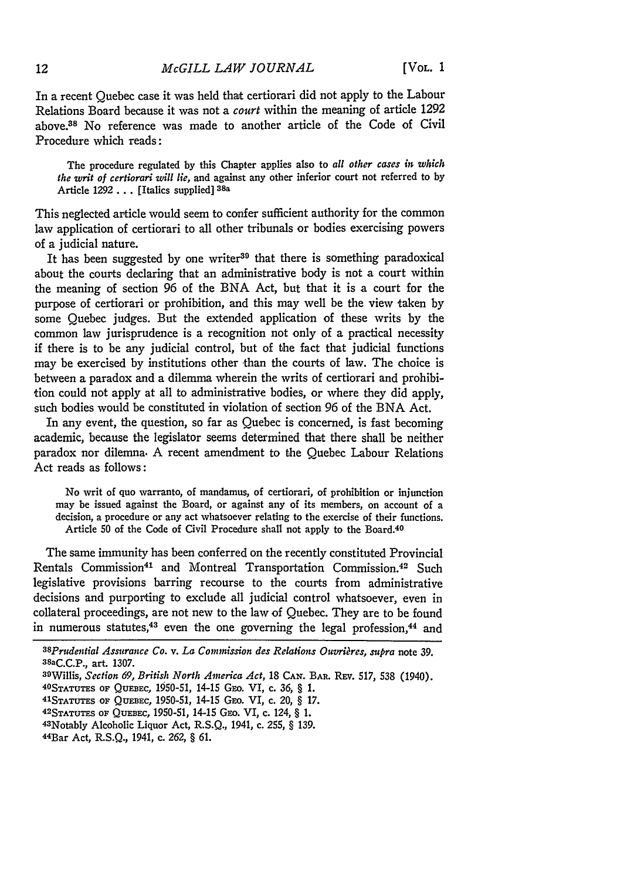In a recent Quebec case it was held that certiorari did not apply to the Labour Relations Board because it was not a *court* within the meaning of article 1292 above.[38] No reference was made to another article of the Code of Civil Procedure which reads:

> The procedure regulated by this Chapter applies also to *all other cases in which the writ of certiorari will lie,* and against any other inferior court not referred to by Article 1292 . . . [Italics supplied] [38a]

This neglected article would seem to confer sufficient authority for the common law application of certiorari to all other tribunals or bodies exercising powers of a judicial nature.

It has been suggested by one writer[39] that there is something paradoxical about the courts declaring that an administrative body is not a court within the meaning of section 96 of the BNA Act, but that it is a court for the purpose of certiorari or prohibition, and this may well be the view taken by some Quebec judges. But the extended application of these writs by the common law jurisprudence is a recognition not only of a practical necessity if there is to be any judicial control, but of the fact that judicial functions may be exercised by institutions other than the courts of law. The choice is between a paradox and a dilemma wherein the writs of certiorari and prohibition could not apply at all to administrative bodies, or where they did apply, such bodies would be constituted in violation of section 96 of the BNA Act.

In any event, the question, so far as Quebec is concerned, is fast becoming academic, because the legislator seems determined that there shall be neither paradox nor dilemma. A recent amendment to the Quebec Labour Relations Act reads as follows:

> No writ of quo warranto, of mandamus, of certiorari, of prohibition or injunction may be issued against the Board, or against any of its members, on account of a decision, a procedure or any act whatsoever relating to the exercise of their functions.
> Article 50 of the Code of Civil Procedure shall not apply to the Board.[40]

The same immunity has been conferred on the recently constituted Provincial Rentals Commission[41] and Montreal Transportation Commission.[42] Such legislative provisions barring recourse to the courts from administrative decisions and purporting to exclude all judicial control whatsoever, even in collateral proceedings, are not new to the law of Quebec. They are to be found in numerous statutes,[43] even the one governing the legal profession,[44] and

---

[38]*Prudential Assurance Co. v. La Commission des Relations Ouvrières, supra* note 39.

[38a]C.C.P., art. 1307.

[39]Willis, *Section 69, British North America Act,* 18 CAN. BAR. REV. 517, 538 (1940).

[40]STATUTES OF QUEBEC, 1950-51, 14-15 GEO. VI, c. 36, § 1.

[41]STATUTES OF QUEBEC, 1950-51, 14-15 GEO. VI, c. 20, § 17.

[42]STATUTES OF QUEBEC, 1950-51, 14-15 GEO. VI, c. 124, § 1.

[43]Notably Alcoholic Liquor Act, R.S.Q., 1941, c. 255, § 139.

[44]Bar Act, R.S.Q., 1941, c. 262, § 61.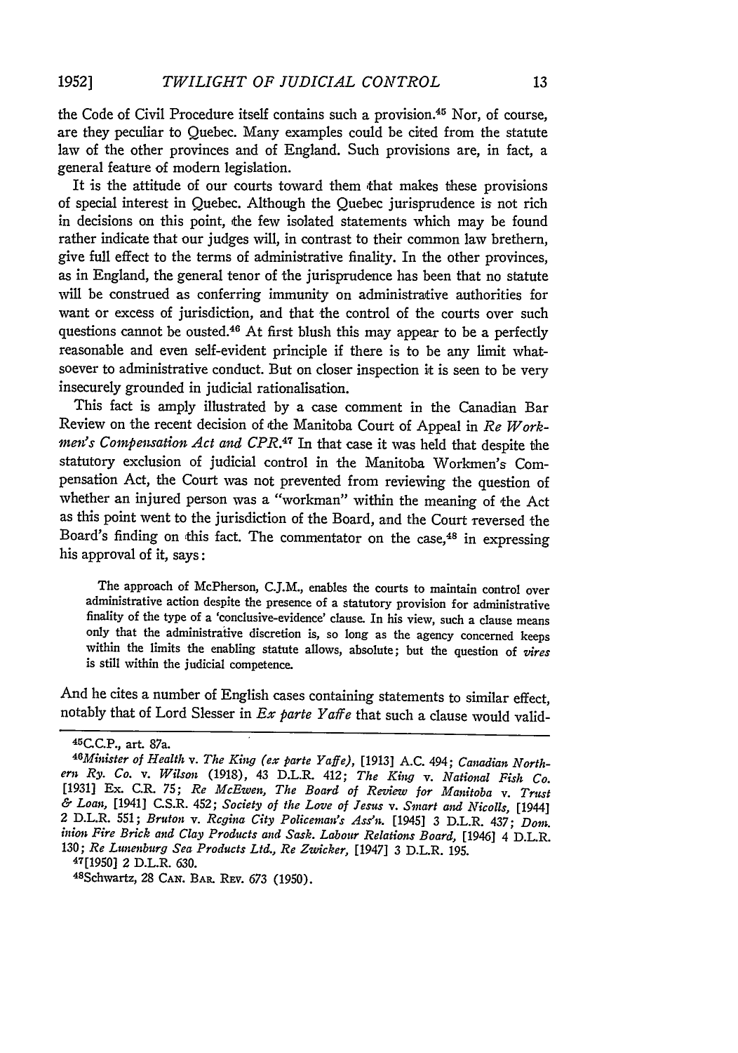the Code of Civil Procedure itself contains such a provision.[45] Nor, of course, are they peculiar to Quebec. Many examples could be cited from the statute law of the other provinces and of England. Such provisions are, in fact, a general feature of modern legislation.

It is the attitude of our courts toward them that makes these provisions of special interest in Quebec. Although the Quebec jurisprudence is not rich in decisions on this point, the few isolated statements which may be found rather indicate that our judges will, in contrast to their common law brethern, give full effect to the terms of administrative finality. In the other provinces, as in England, the general tenor of the jurisprudence has been that no statute will be construed as conferring immunity on administrative authorities for want or excess of jurisdiction, and that the control of the courts over such questions cannot be ousted.[46] At first blush this may appear to be a perfectly reasonable and even self-evident principle if there is to be any limit whatsoever to administrative conduct. But on closer inspection it is seen to be very insecurely grounded in judicial rationalisation.

This fact is amply illustrated by a case comment in the Canadian Bar Review on the recent decision of the Manitoba Court of Appeal in *Re Workmen's Compensation Act and CPR.*[47] In that case it was held that despite the statutory exclusion of judicial control in the Manitoba Workmen's Compensation Act, the Court was not prevented from reviewing the question of whether an injured person was a "workman" within the meaning of the Act as this point went to the jurisdiction of the Board, and the Court reversed the Board's finding on this fact. The commentator on the case,[48] in expressing his approval of it, says:

> The approach of McPherson, C.J.M., enables the courts to maintain control over administrative action despite the presence of a statutory provision for administrative finality of the type of a 'conclusive-evidence' clause. In his view, such a clause means only that the administrative discretion is, so long as the agency concerned keeps within the limits the enabling statute allows, absolute; but the question of *vires* is still within the judicial competence.

And he cites a number of English cases containing statements to similar effect, notably that of Lord Slesser in *Ex parte Yaffe* that such a clause would valid-

---

[45] C.C.P., art. 87a.

[46] *Minister of Health* v. *The King (ex parte Yaffe)*, [1913] A.C. 494; *Canadian Northern Ry. Co.* v. *Wilson* (1918), 43 D.L.R. 412; *The King* v. *National Fish Co.* [1931] Ex. C.R. 75; *Re McEwen, The Board of Review for Manitoba* v. *Trust & Loan*, [1941] C.S.R. 452; *Society of the Love of Jesus* v. *Smart and Nicolls*, [1944] 2 D.L.R. 551; *Bruton* v. *Regina City Policeman's Ass'n.* [1945] 3 D.L.R. 437; *Dominion Fire Brick and Clay Products and Sask. Labour Relations Board*, [1946] 4 D.L.R. 130; *Re Lunenburg Sea Products Ltd., Re Zwicker*, [1947] 3 D.L.R. 195.

[47] [1950] 2 D.L.R. 630.

[48] Schwartz, 28 CAN. BAR REV. 673 (1950).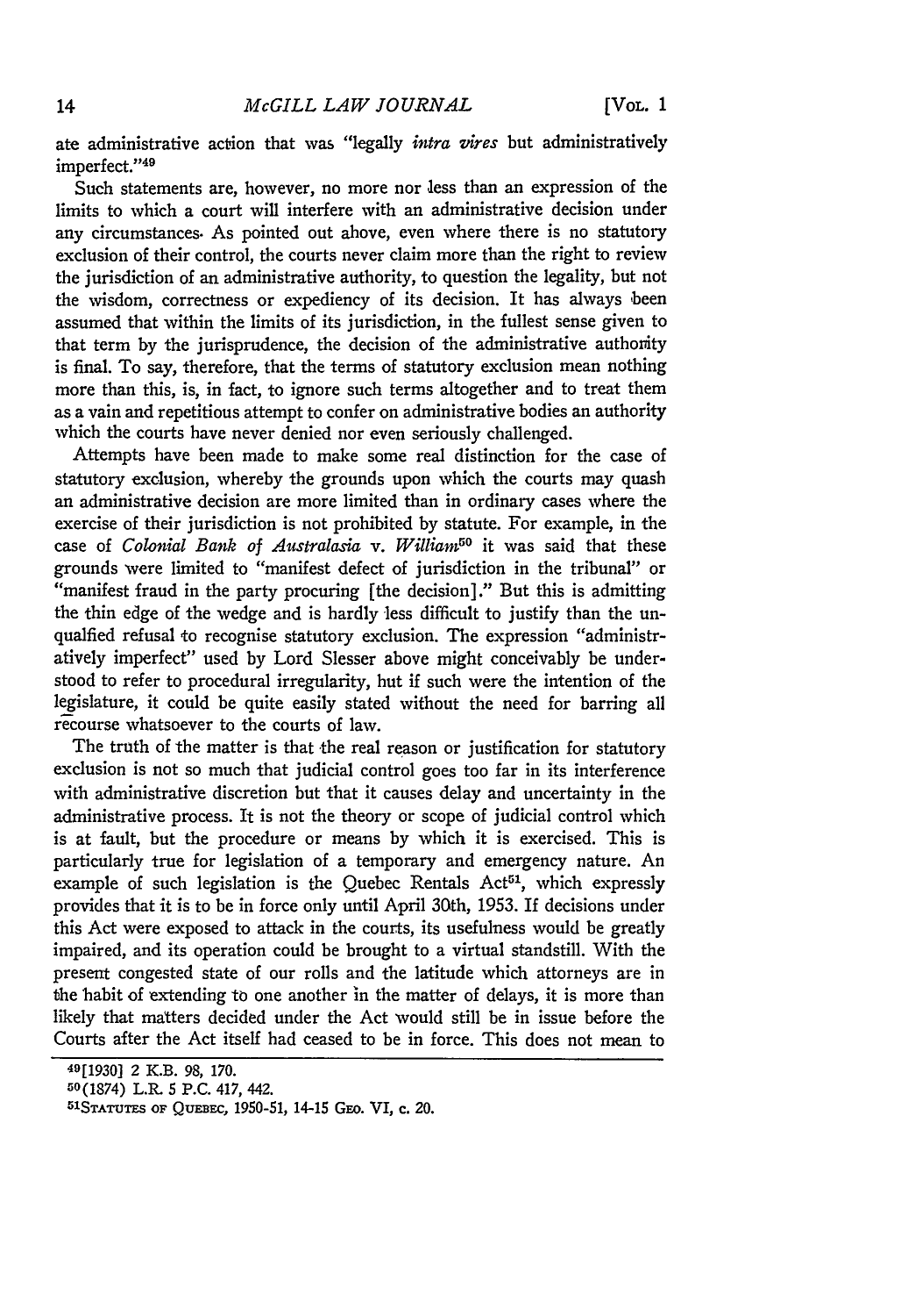ate administrative action that was "legally *intra vires* but administratively imperfect."[49]

Such statements are, however, no more nor less than an expression of the limits to which a court will interfere with an administrative decision under any circumstances. As pointed out above, even where there is no statutory exclusion of their control, the courts never claim more than the right to review the jurisdiction of an administrative authority, to question the legality, but not the wisdom, correctness or expediency of its decision. It has always been assumed that within the limits of its jurisdiction, in the fullest sense given to that term by the jurisprudence, the decision of the administrative authority is final. To say, therefore, that the terms of statutory exclusion mean nothing more than this, is, in fact, to ignore such terms altogether and to treat them as a vain and repetitious attempt to confer on administrative bodies an authority which the courts have never denied nor even seriously challenged.

Attempts have been made to make some real distinction for the case of statutory exclusion, whereby the grounds upon which the courts may quash an administrative decision are more limited than in ordinary cases where the exercise of their jurisdiction is not prohibited by statute. For example, in the case of *Colonial Bank of Australasia* v. *William*[50] it was said that these grounds were limited to "manifest defect of jurisdiction in the tribunal" or "manifest fraud in the party procuring [the decision]." But this is admitting the thin edge of the wedge and is hardly less difficult to justify than the unqualified refusal to recognise statutory exclusion. The expression "administratively imperfect" used by Lord Slesser above might conceivably be understood to refer to procedural irregularity, but if such were the intention of the legislature, it could be quite easily stated without the need for barring all recourse whatsoever to the courts of law.

The truth of the matter is that the real reason or justification for statutory exclusion is not so much that judicial control goes too far in its interference with administrative discretion but that it causes delay and uncertainty in the administrative process. It is not the theory or scope of judicial control which is at fault, but the procedure or means by which it is exercised. This is particularly true for legislation of a temporary and emergency nature. An example of such legislation is the Quebec Rentals Act[51], which expressly provides that it is to be in force only until April 30th, 1953. If decisions under this Act were exposed to attack in the courts, its usefulness would be greatly impaired, and its operation could be brought to a virtual standstill. With the present congested state of our rolls and the latitude which attorneys are in the habit of extending to one another in the matter of delays, it is more than likely that matters decided under the Act would still be in issue before the Courts after the Act itself had ceased to be in force. This does not mean to

---

[49] [1930] 2 K.B. 98, 170.

[50] (1874) L.R. 5 P.C. 417, 442.

[51] STATUTES OF QUEBEC, 1950-51, 14-15 GEO. VI, c. 20.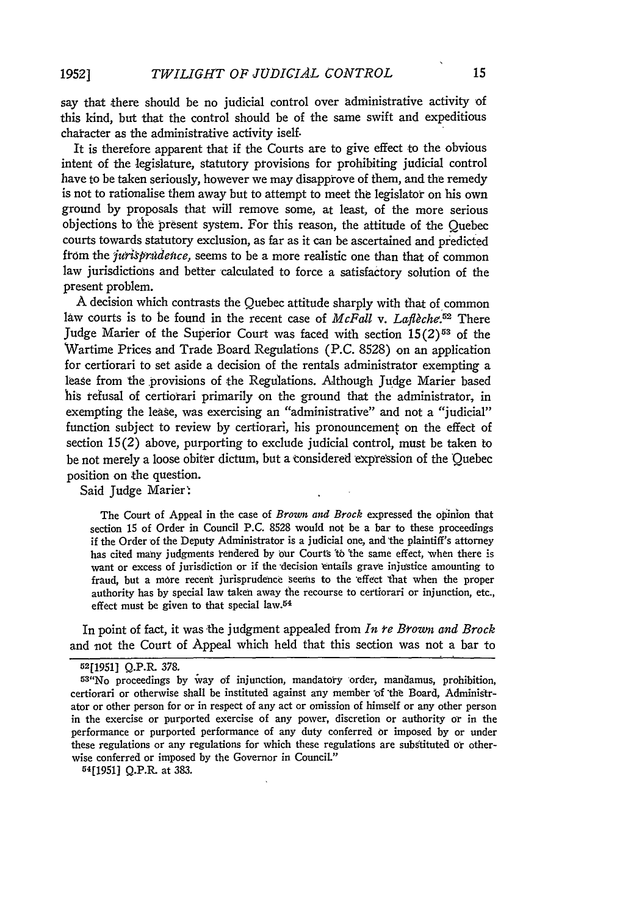say that there should be no judicial control over administrative activity of this kind, but that the control should be of the same swift and expeditious character as the administrative activity iself.

It is therefore apparent that if the Courts are to give effect to the obvious intent of the legislature, statutory provisions for prohibiting judicial control have to be taken seriously, however we may disapprove of them, and the remedy is not to rationalise them away but to attempt to meet the legislator on his own ground by proposals that will remove some, at least, of the more serious objections to the present system. For this reason, the attitude of the Quebec courts towards statutory exclusion, as far as it can be ascertained and predicted from the *jurisprudence,* seems to be a more realistic one than that of common law jurisdictions and better calculated to force a satisfactory solution of the present problem.

A decision which contrasts the Quebec attitude sharply with that of common law courts is to be found in the recent case of *McFall* v. *Laflèche.*[52] There Judge Marier of the Superior Court was faced with section 15(2)[53] of the Wartime Prices and Trade Board Regulations (P.C. 8528) on an application for certiorari to set aside a decision of the rentals administrator exempting a lease from the provisions of the Regulations. Although Judge Marier based his refusal of certiorari primarily on the ground that the administrator, in exempting the lease, was exercising an "administrative" and not a "judicial" function subject to review by certiorari, his pronouncement on the effect of section 15(2) above, purporting to exclude judicial control, must be taken to be not merely a loose obiter dictum, but a considered expression of the Quebec position on the question.

Said Judge Marier:

> The Court of Appeal in the case of *Brown and Brock* expressed the opinion that section 15 of Order in Council P.C. 8528 would not be a bar to these proceedings if the Order of the Deputy Administrator is a judicial one, and the plaintiff's attorney has cited many judgments rendered by our Courts to the same effect, when there is want or excess of jurisdiction or if the decision entails grave injustice amounting to fraud, but a more recent jurisprudence seems to the effect that when the proper authority has by special law taken away the recourse to certiorari or injunction, etc., effect must be given to that special law.[54]

In point of fact, it was the judgment appealed from *In re Brown and Brock* and not the Court of Appeal which held that this section was not a bar to

---

[52][1951] Q.P.R. 378.

[53]"No proceedings by way of injunction, mandatory order, mandamus, prohibition, certiorari or otherwise shall be instituted against any member of the Board, Administrator or other person for or in respect of any act or omission of himself or any other person in the exercise or purported exercise of any power, discretion or authority or in the performance or purported performance of any duty conferred or imposed by or under these regulations or any regulations for which these regulations are substituted or otherwise conferred or imposed by the Governor in Council."

[54][1951] Q.P.R. at 383.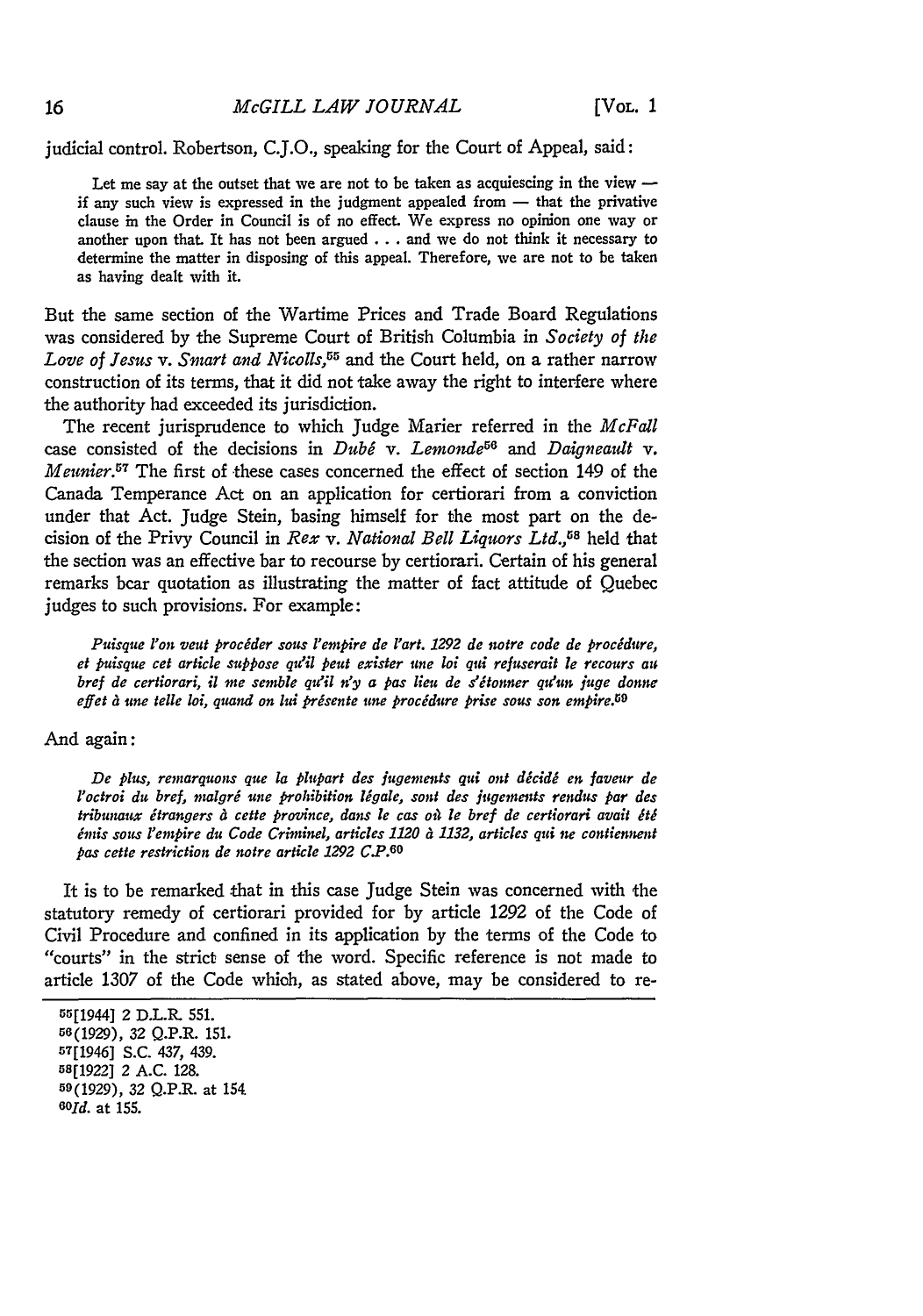judicial control. Robertson, C.J.O., speaking for the Court of Appeal, said:

> Let me say at the outset that we are not to be taken as acquiescing in the view — if any such view is expressed in the judgment appealed from — that the privative clause in the Order in Council is of no effect. We express no opinion one way or another upon that. It has not been argued . . . and we do not think it necessary to determine the matter in disposing of this appeal. Therefore, we are not to be taken as having dealt with it.

But the same section of the Wartime Prices and Trade Board Regulations was considered by the Supreme Court of British Columbia in *Society of the Love of Jesus* v. *Smart and Nicolls*,[55] and the Court held, on a rather narrow construction of its terms, that it did not take away the right to interfere where the authority had exceeded its jurisdiction.

The recent jurisprudence to which Judge Marier referred in the *McFall* case consisted of the decisions in *Dubé* v. *Lemonde*[56] and *Daigneault* v. *Meunier*.[57] The first of these cases concerned the effect of section 149 of the Canada Temperance Act on an application for certiorari from a conviction under that Act. Judge Stein, basing himself for the most part on the decision of the Privy Council in *Rex* v. *National Bell Liquors Ltd.*,[58] held that the section was an effective bar to recourse by certiorari. Certain of his general remarks bear quotation as illustrating the matter of fact attitude of Quebec judges to such provisions. For example:

> *Puisque l'on veut procéder sous l'empire de l'art. 1292 de notre code de procédure, et puisque cet article suppose qu'il peut exister une loi qui refuserait le recours au bref de certiorari, il me semble qu'il n'y a pas lieu de s'étonner qu'un juge donne effet à une telle loi, quand on lui présente une procédure prise sous son empire.*[59]

And again:

> *De plus, remarquons que la plupart des jugements qui ont décidé en faveur de l'octroi du bref, malgré une prohibition légale, sont des jugements rendus par des tribunaux étrangers à cette province, dans le cas où le bref de certiorari avait été émis sous l'empire du Code Criminel, articles 1120 à 1132, articles qui ne contiennent pas cette restriction de notre article 1292 C.P.*[60]

It is to be remarked that in this case Judge Stein was concerned with the statutory remedy of certiorari provided for by article 1292 of the Code of Civil Procedure and confined in its application by the terms of the Code to "courts" in the strict sense of the word. Specific reference is not made to article 1307 of the Code which, as stated above, may be considered to re-

---

[55] [1944] 2 D.L.R. 551.

[56] (1929), 32 Q.P.R. 151.

[57] [1946] S.C. 437, 439.

[58] [1922] 2 A.C. 128.

[59] (1929), 32 Q.P.R. at 154.

[60] *Id.* at 155.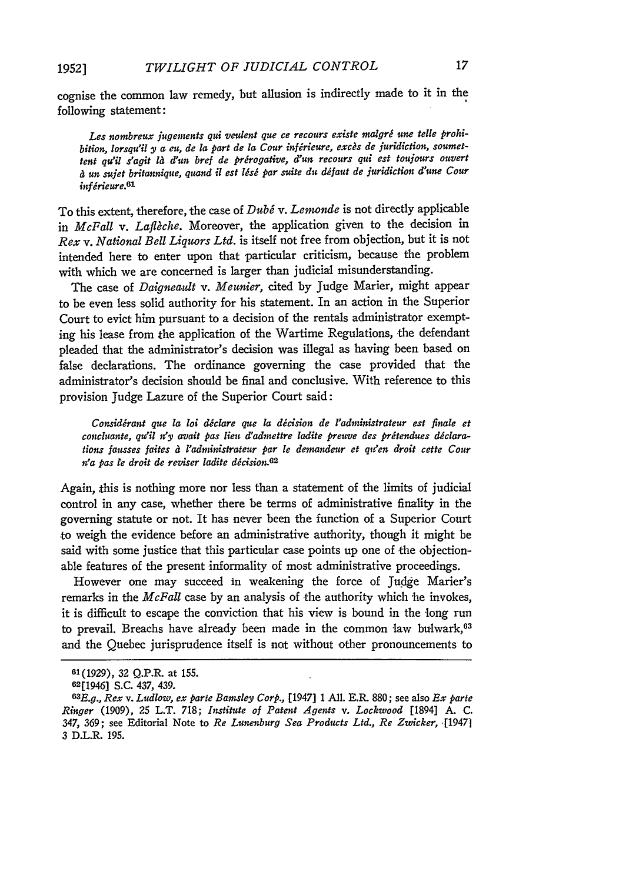cognise the common law remedy, but allusion is indirectly made to it in the following statement:

> *Les nombreux jugements qui veulent que ce recours existe malgré une telle prohibition, lorsqu'il y a eu, de la part de la Cour inférieure, excès de juridiction, soumettent qu'il s'agit là d'un bref de prérogative, d'un recours qui est toujours ouvert à un sujet britannique, quand il est lésé par suite du défaut de juridiction d'une Cour inférieure.*[61]

To this extent, therefore, the case of *Dubé* v. *Lemonde* is not directly applicable in *McFall* v. *Laflèche*. Moreover, the application given to the decision in *Rex* v. *National Bell Liquors Ltd.* is itself not free from objection, but it is not intended here to enter upon that particular criticism, because the problem with which we are concerned is larger than judicial misunderstanding.

The case of *Daigneault* v. *Meunier*, cited by Judge Marier, might appear to be even less solid authority for his statement. In an action in the Superior Court to evict him pursuant to a decision of the rentals administrator exempting his lease from the application of the Wartime Regulations, the defendant pleaded that the administrator's decision was illegal as having been based on false declarations. The ordinance governing the case provided that the administrator's decision should be final and conclusive. With reference to this provision Judge Lazure of the Superior Court said:

> *Considérant que la loi déclare que la décision de l'administrateur est finale et concluante, qu'il n'y avait pas lieu d'admettre ladite preuve des prétendues déclarations fausses faites à l'administrateur par le demandeur et qu'en droit cette Cour n'a pas le droit de reviser ladite décision.*[62]

Again, this is nothing more nor less than a statement of the limits of judicial control in any case, whether there be terms of administrative finality in the governing statute or not. It has never been the function of a Superior Court to weigh the evidence before an administrative authority, though it might be said with some justice that this particular case points up one of the objectionable features of the present informality of most administrative proceedings.

However one may succeed in weakening the force of Judge Marier's remarks in the *McFall* case by an analysis of the authority which he invokes, it is difficult to escape the conviction that his view is bound in the long run to prevail. Breaches have already been made in the common law bulwark,[63] and the Quebec jurisprudence itself is not without other pronouncements to

---

[61] (1929), 32 Q.P.R. at 155.

[62] [1946] S.C. 437, 439.

[63] *E.g.*, *Rex* v. *Ludlow, ex parte Barnsley Corp.*, [1947] 1 All. E.R. 880; see also *Ex parte Ringer* (1909), 25 L.T. 718; *Institute of Patent Agents* v. *Lockwood* [1894] A. C. 347, 369; see Editorial Note to *Re Lunenburg Sea Products Ltd., Re Zwicker*, [1947] 3 D.L.R. 195.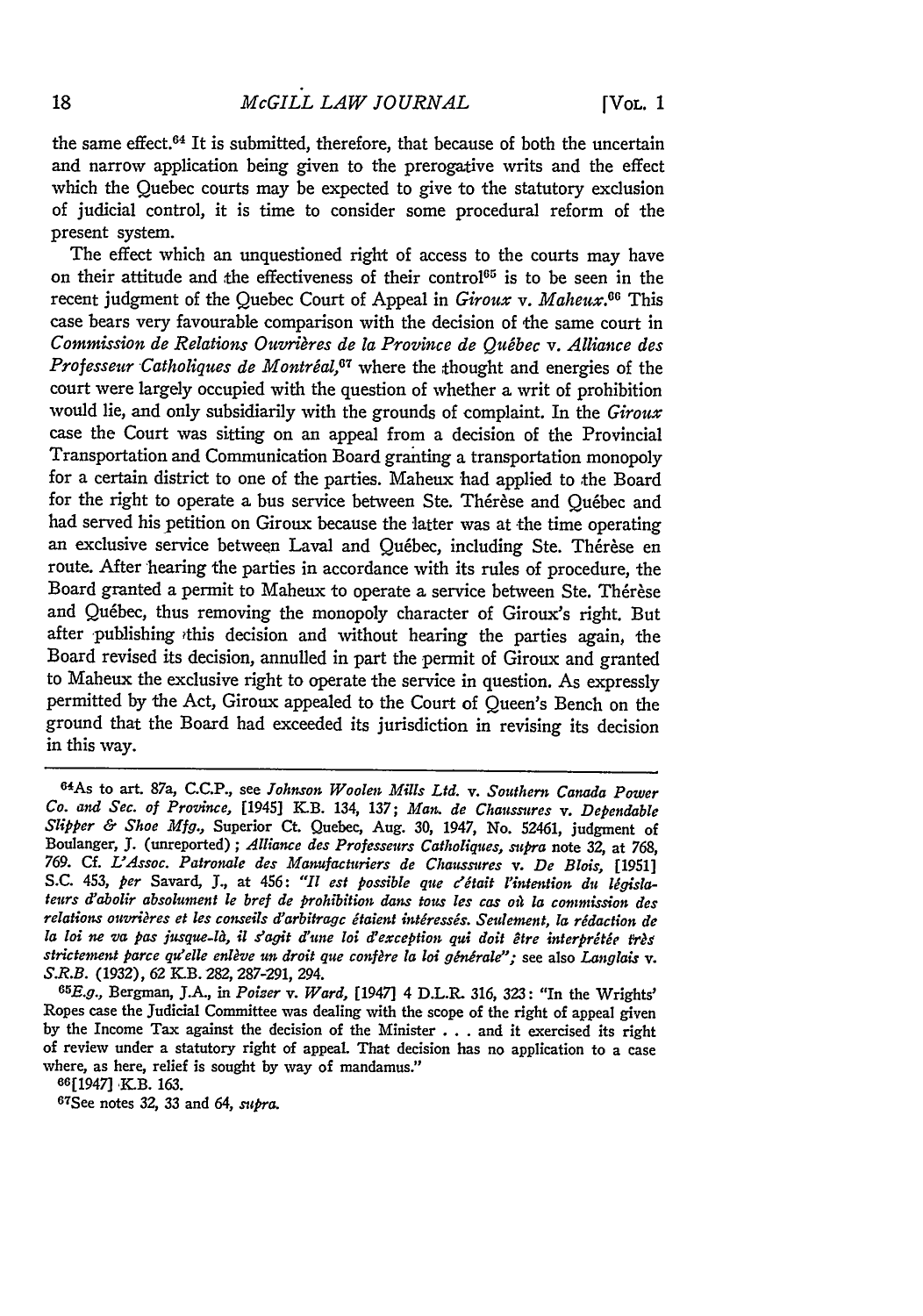the same effect.[64] It is submitted, therefore, that because of both the uncertain and narrow application being given to the prerogative writs and the effect which the Quebec courts may be expected to give to the statutory exclusion of judicial control, it is time to consider some procedural reform of the present system.

The effect which an unquestioned right of access to the courts may have on their attitude and the effectiveness of their control[65] is to be seen in the recent judgment of the Quebec Court of Appeal in *Giroux* v. *Maheux*.[66] This case bears very favourable comparison with the decision of the same court in *Commission de Relations Ouvrières de la Province de Québec* v. *Alliance des Professeur Catholiques de Montréal*,[67] where the thought and energies of the court were largely occupied with the question of whether a writ of prohibition would lie, and only subsidiarily with the grounds of complaint. In the *Giroux* case the Court was sitting on an appeal from a decision of the Provincial Transportation and Communication Board granting a transportation monopoly for a certain district to one of the parties. Maheux had applied to the Board for the right to operate a bus service between Ste. Thérèse and Québec and had served his petition on Giroux because the latter was at the time operating an exclusive service between Laval and Québec, including Ste. Thérèse en route. After hearing the parties in accordance with its rules of procedure, the Board granted a permit to Maheux to operate a service between Ste. Thérèse and Québec, thus removing the monopoly character of Giroux's right. But after publishing this decision and without hearing the parties again, the Board revised its decision, annulled in part the permit of Giroux and granted to Maheux the exclusive right to operate the service in question. As expressly permitted by the Act, Giroux appealed to the Court of Queen's Bench on the ground that the Board had exceeded its jurisdiction in revising its decision in this way.

---

[64] As to art. 87a, C.C.P., see *Johnson Woolen Mills Ltd.* v. *Southern Canada Power Co. and Sec. of Province*, [1945] K.B. 134, 137; *Man. de Chaussures* v. *Dependable Slipper & Shoe Mfg.*, Superior Ct. Quebec, Aug. 30, 1947, No. 52461, judgment of Boulanger, J. (unreported); *Alliance des Professeurs Catholiques*, *supra* note 32, at 768, 769. Cf. *L'Assoc. Patronale des Manufacturiers de Chaussures* v. *De Blois*, [1951] S.C. 453, *per* Savard, J., at 456: *"Il est possible que c'était l'intention du législateurs d'abolir absolument le bref de prohibition dans tous les cas où la commission des relations ouvrières et les conseils d'arbitrage étaient intéressés. Seulement, la rédaction de la loi ne va pas jusque-là, il s'agit d'une loi d'exception qui doit être interprétée très strictement parce qu'elle enlève un droit que confère la loi générale"*; see also *Langlais* v. *S.R.B.* (1932), 62 K.B. 282, 287-291, 294.

[65] *E.g.*, Bergman, J.A., in *Poizer* v. *Ward*, [1947] 4 D.L.R. 316, 323: "In the Wrights' Ropes case the Judicial Committee was dealing with the scope of the right of appeal given by the Income Tax against the decision of the Minister . . . and it exercised its right of review under a statutory right of appeal. That decision has no application to a case where, as here, relief is sought by way of mandamus."

[66] [1947] K.B. 163.

[67] See notes 32, 33 and 64, *supra*.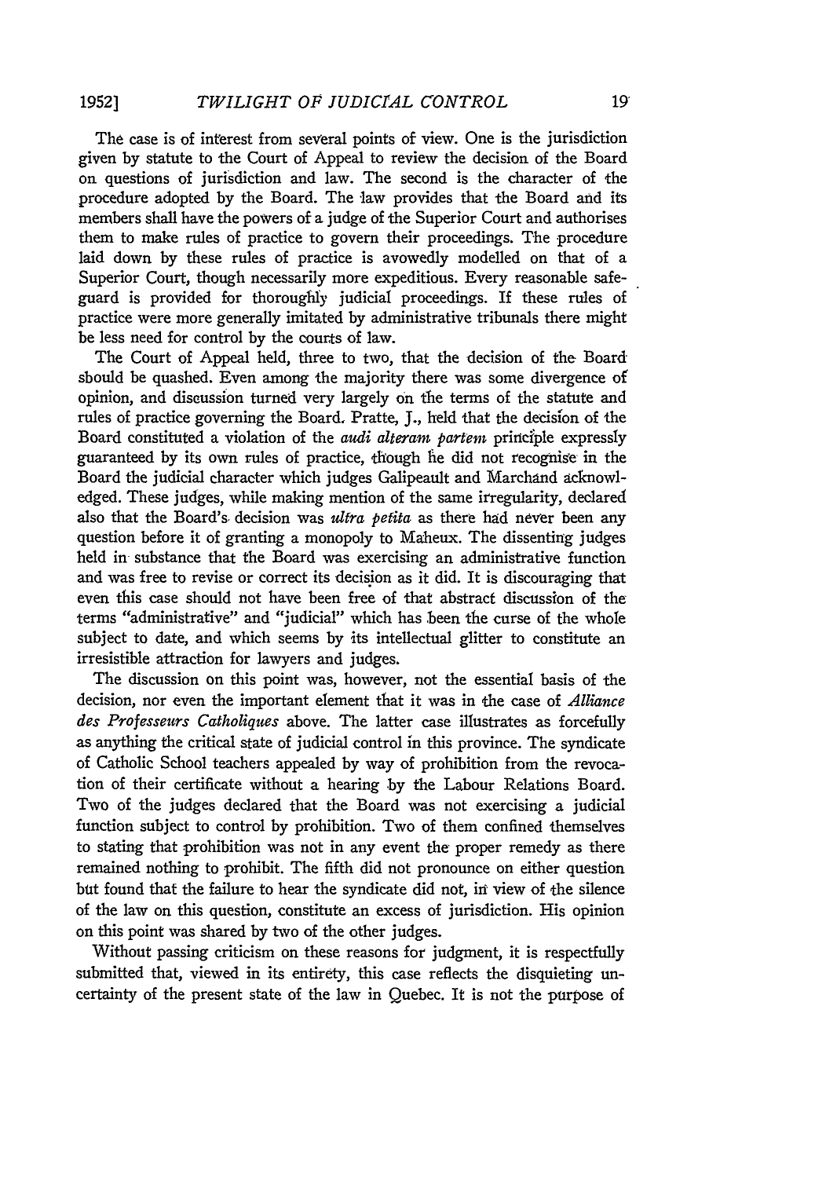The case is of interest from several points of view. One is the jurisdiction given by statute to the Court of Appeal to review the decision of the Board on questions of jurisdiction and law. The second is the character of the procedure adopted by the Board. The law provides that the Board and its members shall have the powers of a judge of the Superior Court and authorises them to make rules of practice to govern their proceedings. The procedure laid down by these rules of practice is avowedly modelled on that of a Superior Court, though necessarily more expeditious. Every reasonable safeguard is provided for thoroughly judicial proceedings. If these rules of practice were more generally imitated by administrative tribunals there might be less need for control by the courts of law.

The Court of Appeal held, three to two, that the decision of the Board should be quashed. Even among the majority there was some divergence of opinion, and discussion turned very largely on the terms of the statute and rules of practice governing the Board. Pratte, J., held that the decision of the Board constituted a violation of the *audi alteram partem* principle expressly guaranteed by its own rules of practice, though he did not recognise in the Board the judicial character which judges Galipeault and Marchand acknowledged. These judges, while making mention of the same irregularity, declared also that the Board's decision was *ultra petita* as there had never been any question before it of granting a monopoly to Maheux. The dissenting judges held in substance that the Board was exercising an administrative function and was free to revise or correct its decision as it did. It is discouraging that even this case should not have been free of that abstract discussion of the terms "administrative" and "judicial" which has been the curse of the whole subject to date, and which seems by its intellectual glitter to constitute an irresistible attraction for lawyers and judges.

The discussion on this point was, however, not the essential basis of the decision, nor even the important element that it was in the case of *Alliance des Professeurs Catholiques* above. The latter case illustrates as forcefully as anything the critical state of judicial control in this province. The syndicate of Catholic School teachers appealed by way of prohibition from the revocation of their certificate without a hearing by the Labour Relations Board. Two of the judges declared that the Board was not exercising a judicial function subject to control by prohibition. Two of them confined themselves to stating that prohibition was not in any event the proper remedy as there remained nothing to prohibit. The fifth did not pronounce on either question but found that the failure to hear the syndicate did not, in view of the silence of the law on this question, constitute an excess of jurisdiction. His opinion on this point was shared by two of the other judges.

Without passing criticism on these reasons for judgment, it is respectfully submitted that, viewed in its entirety, this case reflects the disquieting uncertainty of the present state of the law in Quebec. It is not the purpose of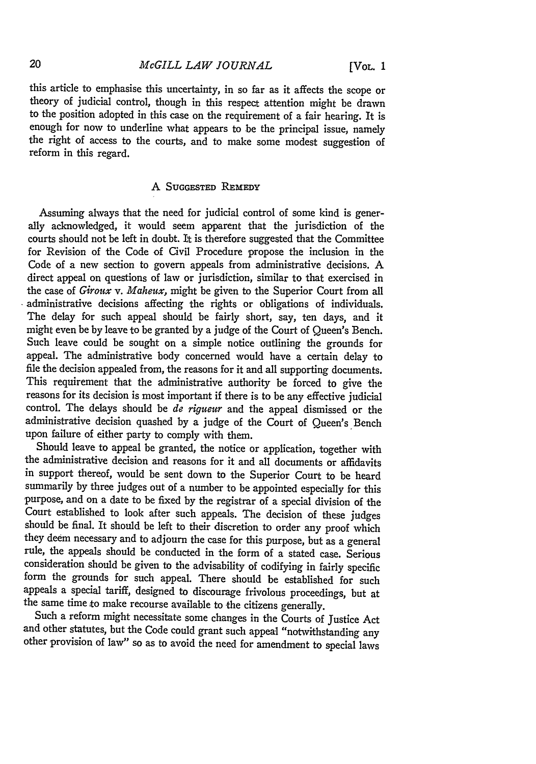this article to emphasise this uncertainty, in so far as it affects the scope or theory of judicial control, though in this respect attention might be drawn to the position adopted in this case on the requirement of a fair hearing. It is enough for now to underline what appears to be the principal issue, namely the right of access to the courts, and to make some modest suggestion of reform in this regard.

### A Suggested Remedy

Assuming always that the need for judicial control of some kind is generally acknowledged, it would seem apparent that the jurisdiction of the courts should not be left in doubt. It is therefore suggested that the Committee for Revision of the Code of Civil Procedure propose the inclusion in the Code of a new section to govern appeals from administrative decisions. A direct appeal on questions of law or jurisdiction, similar to that exercised in the case of *Giroux* v. *Maheux,* might be given to the Superior Court from all administrative decisions affecting the rights or obligations of individuals. The delay for such appeal should be fairly short, say, ten days, and it might even be by leave to be granted by a judge of the Court of Queen's Bench. Such leave could be sought on a simple notice outlining the grounds for appeal. The administrative body concerned would have a certain delay to file the decision appealed from, the reasons for it and all supporting documents. This requirement that the administrative authority be forced to give the reasons for its decision is most important if there is to be any effective judicial control. The delays should be *de rigueur* and the appeal dismissed or the administrative decision quashed by a judge of the Court of Queen's Bench upon failure of either party to comply with them.

Should leave to appeal be granted, the notice or application, together with the administrative decision and reasons for it and all documents or affidavits in support thereof, would be sent down to the Superior Court to be heard summarily by three judges out of a number to be appointed especially for this purpose, and on a date to be fixed by the registrar of a special division of the Court established to look after such appeals. The decision of these judges should be final. It should be left to their discretion to order any proof which they deem necessary and to adjourn the case for this purpose, but as a general rule, the appeals should be conducted in the form of a stated case. Serious consideration should be given to the advisability of codifying in fairly specific form the grounds for such appeal. There should be established for such appeals a special tariff, designed to discourage frivolous proceedings, but at the same time to make recourse available to the citizens generally.

Such a reform might necessitate some changes in the Courts of Justice Act and other statutes, but the Code could grant such appeal "notwithstanding any other provision of law" so as to avoid the need for amendment to special laws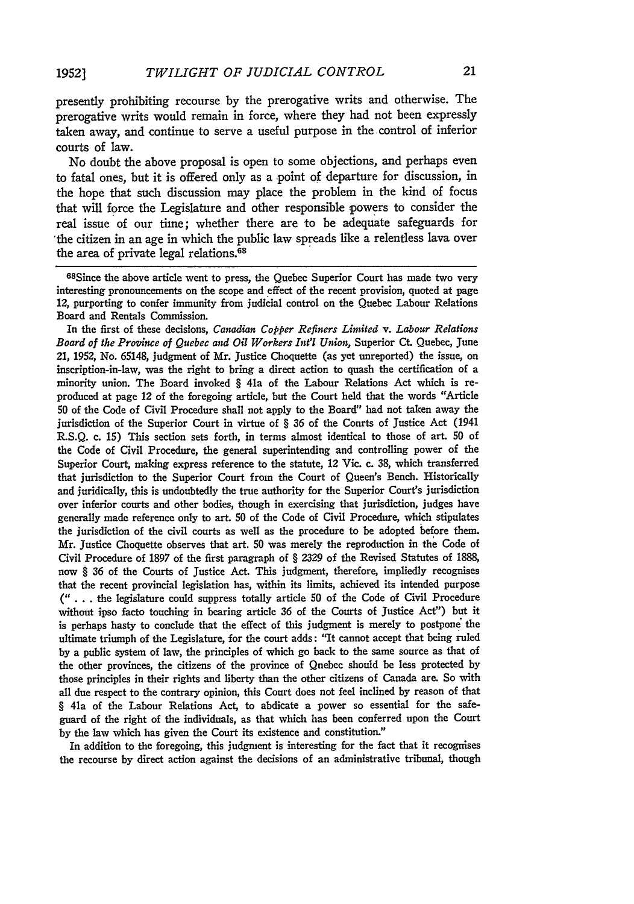presently prohibiting recourse by the prerogative writs and otherwise. The prerogative writs would remain in force, where they had not been expressly taken away, and continue to serve a useful purpose in the control of inferior courts of law.

No doubt the above proposal is open to some objections, and perhaps even to fatal ones, but it is offered only as a point of departure for discussion, in the hope that such discussion may place the problem in the kind of focus that will force the Legislature and other responsible powers to consider the real issue of our time; whether there are to be adequate safeguards for the citizen in an age in which the public law spreads like a relentless lava over the area of private legal relations.[68]

---

[68]Since the above article went to press, the Quebec Superior Court has made two very interesting pronouncements on the scope and effect of the recent provision, quoted at page 12, purporting to confer immunity from judicial control on the Quebec Labour Relations Board and Rentals Commission.

In the first of these decisions, *Canadian Copper Refiners Limited* v. *Labour Relations Board of the Province of Quebec and Oil Workers Int'l Union*, Superior Ct. Quebec, June 21, 1952, No. 65148, judgment of Mr. Justice Choquette (as yet unreported) the issue, on inscription-in-law, was the right to bring a direct action to quash the certification of a minority union. The Board invoked § 41a of the Labour Relations Act which is reproduced at page 12 of the foregoing article, but the Court held that the words "Article 50 of the Code of Civil Procedure shall not apply to the Board" had not taken away the jurisdiction of the Superior Court in virtue of § 36 of the Conrts of Justice Act (1941 R.S.Q. c. 15) This section sets forth, in terms almost identical to those of art. 50 of the Code of Civil Procedure, the general superintending and controlling power of the Superior Court, making express reference to the statute, 12 Vic. c. 38, which transferred that jurisdiction to the Superior Court from the Court of Queen's Bench. Historically and juridically, this is undoubtedly the true authority for the Superior Court's jurisdiction over inferior courts and other bodies, though in exercising that jurisdiction, judges have generally made reference only to art. 50 of the Code of Civil Procedure, which stipulates the jurisdiction of the civil courts as well as the procedure to be adopted before them. Mr. Justice Choquette observes that art. 50 was merely the reproduction in the Code of Civil Procedure of 1897 of the first paragraph of § 2329 of the Revised Statutes of 1888, now § 36 of the Courts of Justice Act. This judgment, therefore, impliedly recognises that the recent provincial legislation has, within its limits, achieved its intended purpose ("... the legislature could suppress totally article 50 of the Code of Civil Procedure without ipso facto touching in bearing article 36 of the Courts of Justice Act") but it is perhaps hasty to conclude that the effect of this judgment is merely to postpone the ultimate triumph of the Legislature, for the court adds: "It cannot accept that being ruled by a public system of law, the principles of which go back to the same source as that of the other provinces, the citizens of the province of Qnebec should be less protected by those principles in their rights and liberty than the other citizens of Canada are. So with all due respect to the contrary opinion, this Court does not feel inclined by reason of that § 41a of the Labour Relations Act, to abdicate a power so essential for the safeguard of the right of the individuals, as that which has been conferred upon the Court by the law which has given the Court its existence and constitution."

In addition to the foregoing, this judgment is interesting for the fact that it recognises the recourse by direct action against the decisions of an administrative tribunal, though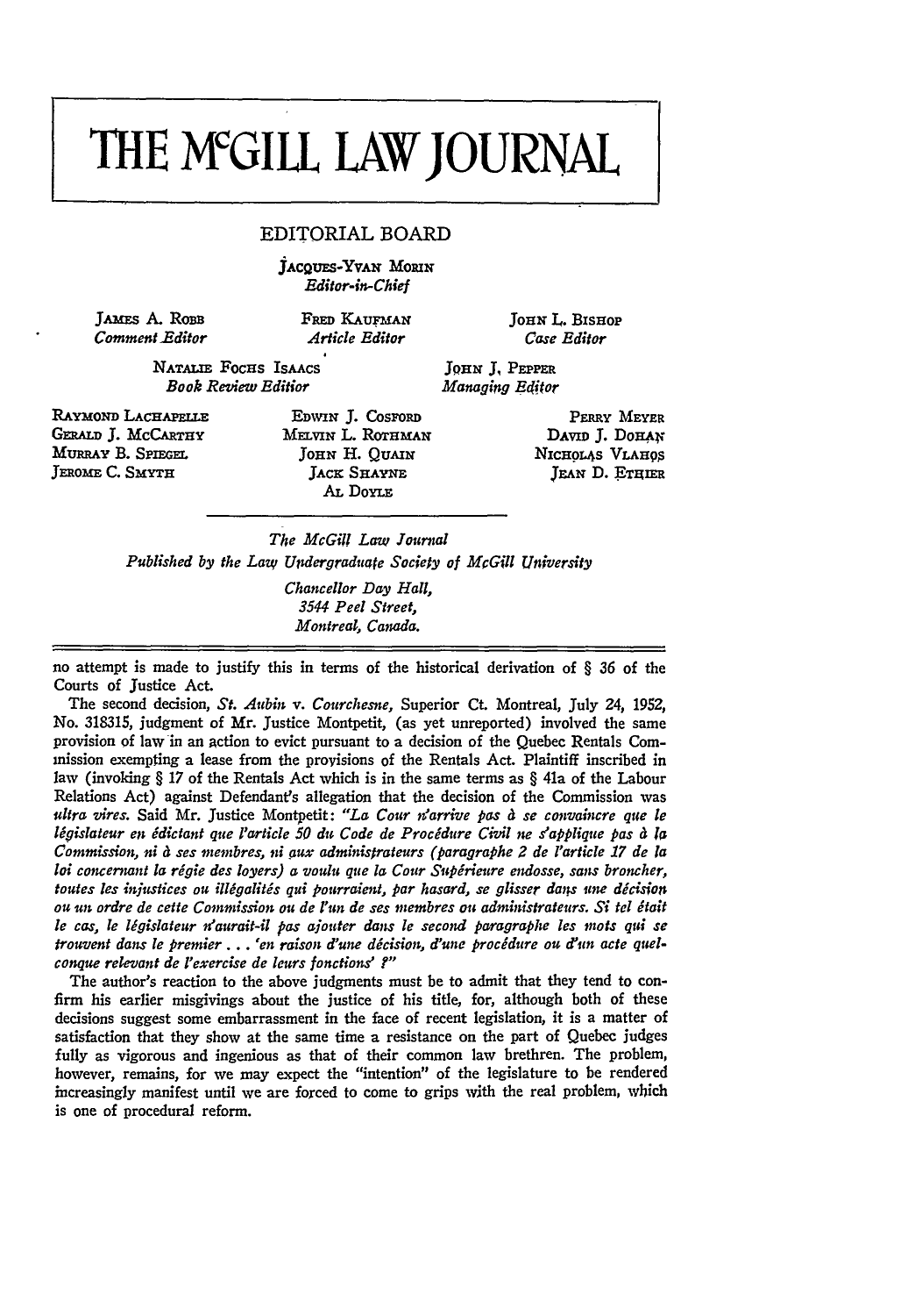# THE McGILL LAW JOURNAL

## EDITORIAL BOARD

JACQUES-YVAN MORIN
*Editor-in-Chief*

JAMES A. ROBB
*Comment Editor*

FRED KAUFMAN
*Article Editor*

JOHN L. BISHOP
*Case Editor*

NATALIE FOCHS ISAACS
*Book Review Editior*

JOHN J. PEPPER
*Managing Editor*

RAYMOND LACHAPELLE
GERALD J. McCARTHY
MURRAY B. SPIEGEL
JEROME C. SMYTH

EDWIN J. COSFORD
MELVIN L. ROTHMAN
JOHN H. QUAIN
JACK SHAYNE
AL DOYLE

PERRY MEYER
DAVID J. DOHAN
NICHOLAS VLAHOS
JEAN D. ETHIER

---

*The McGill Law Journal*
*Published by the Law Undergraduate Society of McGill University*
*Chancellor Day Hall,*
*3544 Peel Street,*
*Montreal, Canada.*

---

no attempt is made to justify this in terms of the historical derivation of § 36 of the Courts of Justice Act.

The second decision, *St. Aubin* v. *Courchesne*, Superior Ct. Montreal, July 24, 1952, No. 318315, judgment of Mr. Justice Montpetit, (as yet unreported) involved the same provision of law in an action to evict pursuant to a decision of the Quebec Rentals Commission exempting a lease from the provisions of the Rentals Act. Plaintiff inscribed in law (invoking § 17 of the Rentals Act which is in the same terms as § 41a of the Labour Relations Act) against Defendant's allegation that the decision of the Commission was *ultra vires*. Said Mr. Justice Montpetit: *"La Cour n'arrive pas à se convaincre que le législateur en édictant que l'article 50 du Code de Procédure Civil ne s'applique pas à la Commission, ni à ses membres, ni aux administrateurs (paragraphe 2 de l'article 17 de la loi concernant la régie des loyers) a voulu que la Cour Supérieure endosse, sans broncher, toutes les injustices ou illégalités qui pourraient, par hasard, se glisser dans une décision ou un ordre de cette Commission ou de l'un de ses membres ou administrateurs. Si tel était le cas, le législateur n'aurait-il pas ajouter dans le second paragraphe les mots qui se trouvent dans le premier . . . 'en raison d'une décision, d'une procédure ou d'un acte quelconque relevant de l'exercise de leurs fonctions' ?"*

The author's reaction to the above judgments must be to admit that they tend to confirm his earlier misgivings about the justice of his title, for, although both of these decisions suggest some embarrassment in the face of recent legislation, it is a matter of satisfaction that they show at the same time a resistance on the part of Quebec judges fully as vigorous and ingenious as that of their common law brethren. The problem, however, remains, for we may expect the "intention" of the legislature to be rendered increasingly manifest until we are forced to come to grips with the real problem, which is one of procedural reform.